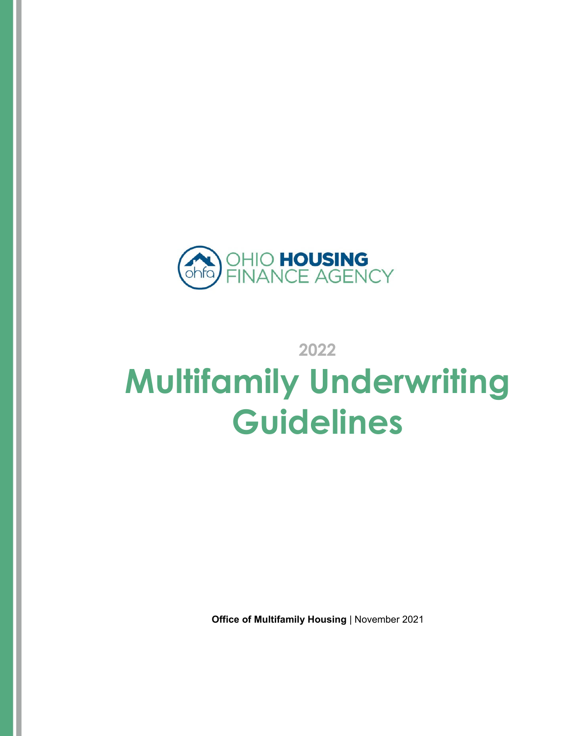OHIO **HOUSING**
FINANCE AGENCY

2022

# Multifamily Underwriting Guidelines

**Office of Multifamily Housing** | November 2021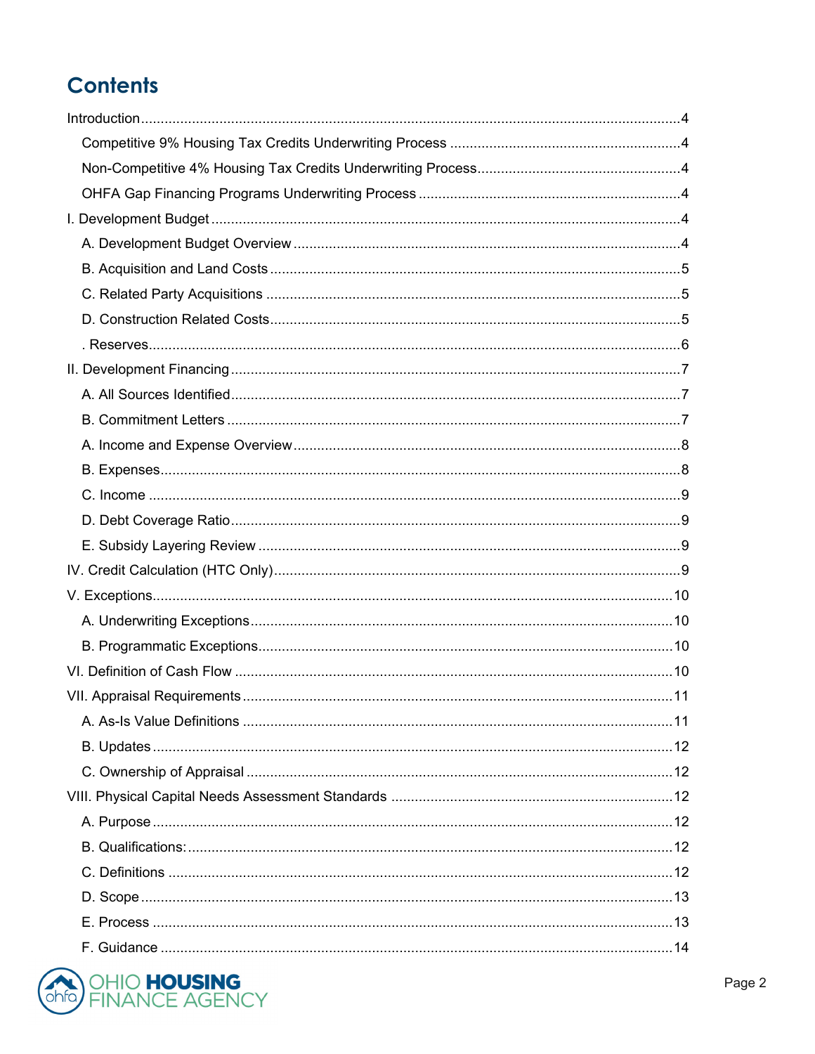# Contents

Introduction ....4

- Competitive 9% Housing Tax Credits Underwriting Process ....4
- Non-Competitive 4% Housing Tax Credits Underwriting Process ....4
- OHFA Gap Financing Programs Underwriting Process ....4

I. Development Budget ....4

- A. Development Budget Overview ....4
- B. Acquisition and Land Costs ....5
- C. Related Party Acquisitions ....5
- D. Construction Related Costs ....5
- . Reserves ....6

II. Development Financing ....7

- A. All Sources Identified ....7
- B. Commitment Letters ....7
- A. Income and Expense Overview ....8
- B. Expenses ....8
- C. Income ....9
- D. Debt Coverage Ratio ....9
- E. Subsidy Layering Review ....9

IV. Credit Calculation (HTC Only) ....9

V. Exceptions ....10

- A. Underwriting Exceptions ....10
- B. Programmatic Exceptions ....10

VI. Definition of Cash Flow ....10

VII. Appraisal Requirements ....11

- A. As-Is Value Definitions ....11
- B. Updates ....12
- C. Ownership of Appraisal ....12

VIII. Physical Capital Needs Assessment Standards ....12

- A. Purpose ....12
- B. Qualifications: ....12
- C. Definitions ....12
- D. Scope ....13
- E. Process ....13
- F. Guidance ....14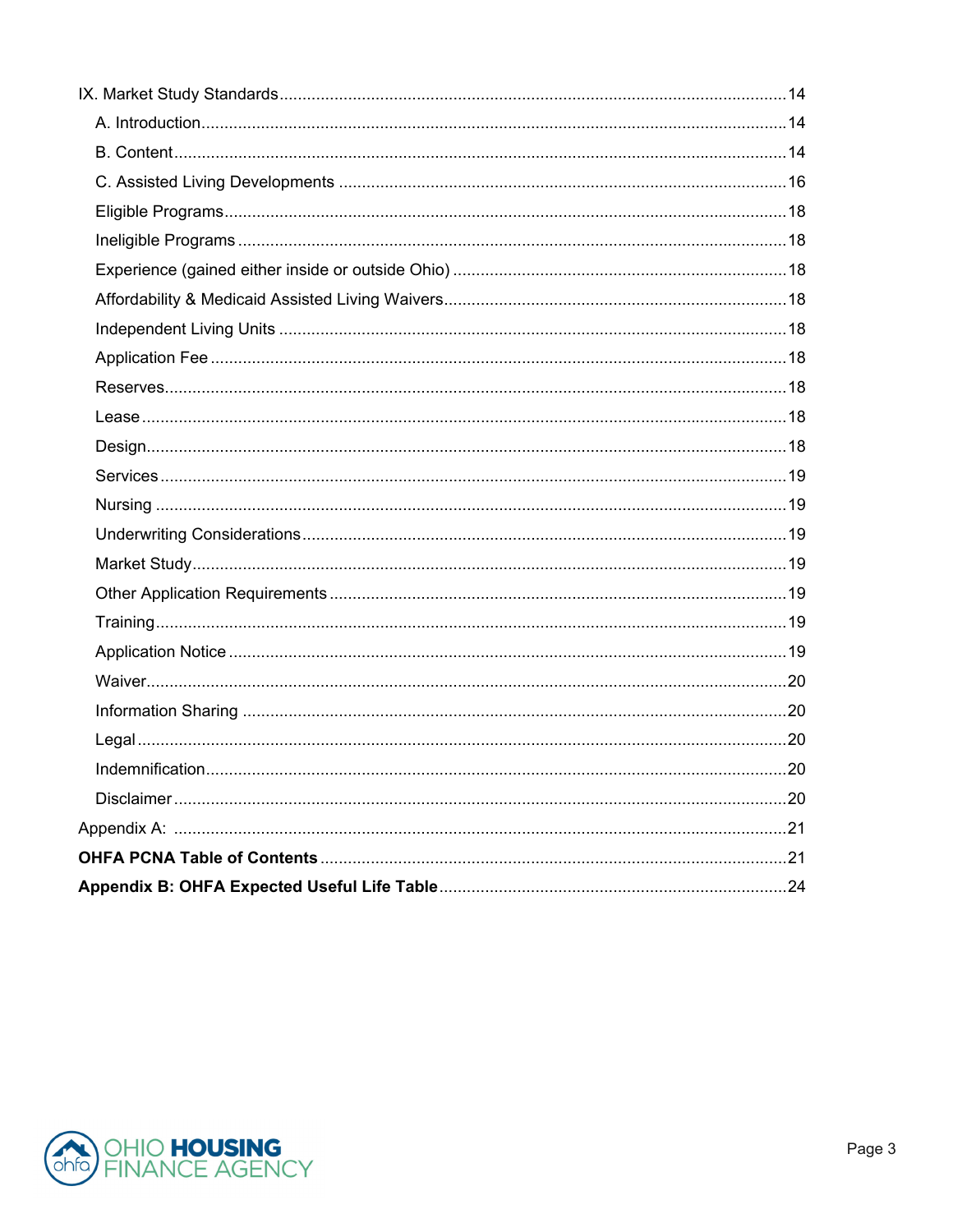IX. Market Study Standards ..... 14

- A. Introduction ..... 14
- B. Content ..... 14
- C. Assisted Living Developments ..... 16
- Eligible Programs ..... 18
- Ineligible Programs ..... 18
- Experience (gained either inside or outside Ohio) ..... 18
- Affordability & Medicaid Assisted Living Waivers ..... 18
- Independent Living Units ..... 18
- Application Fee ..... 18
- Reserves ..... 18
- Lease ..... 18
- Design ..... 18
- Services ..... 19
- Nursing ..... 19
- Underwriting Considerations ..... 19
- Market Study ..... 19
- Other Application Requirements ..... 19
- Training ..... 19
- Application Notice ..... 19
- Waiver ..... 20
- Information Sharing ..... 20
- Legal ..... 20
- Indemnification ..... 20
- Disclaimer ..... 20

Appendix A: ..... 21

**OHFA PCNA Table of Contents** ..... 21

**Appendix B: OHFA Expected Useful Life Table** ..... 24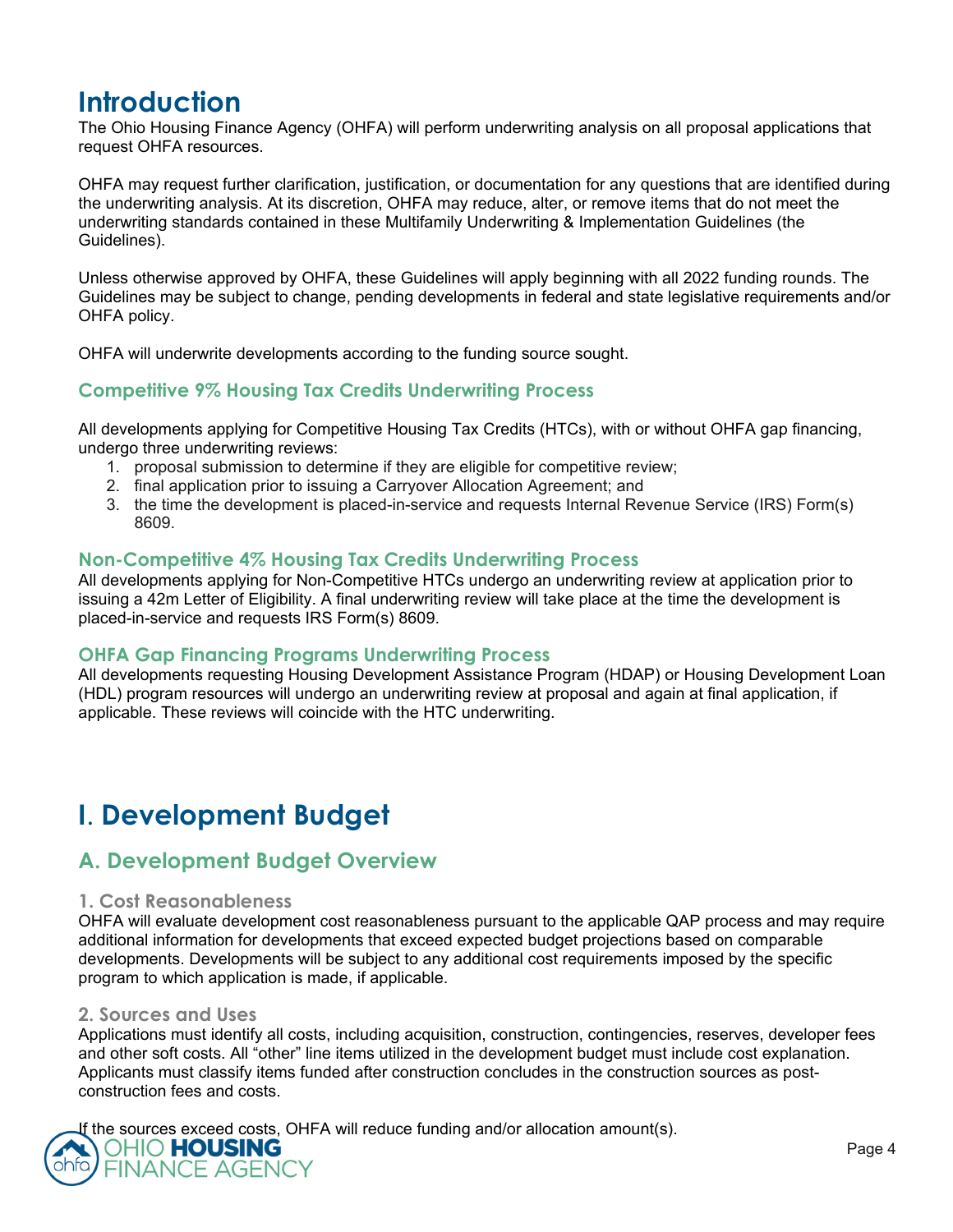# Introduction

The Ohio Housing Finance Agency (OHFA) will perform underwriting analysis on all proposal applications that request OHFA resources.

OHFA may request further clarification, justification, or documentation for any questions that are identified during the underwriting analysis. At its discretion, OHFA may reduce, alter, or remove items that do not meet the underwriting standards contained in these Multifamily Underwriting & Implementation Guidelines (the Guidelines).

Unless otherwise approved by OHFA, these Guidelines will apply beginning with all 2022 funding rounds. The Guidelines may be subject to change, pending developments in federal and state legislative requirements and/or OHFA policy.

OHFA will underwrite developments according to the funding source sought.

### Competitive 9% Housing Tax Credits Underwriting Process

All developments applying for Competitive Housing Tax Credits (HTCs), with or without OHFA gap financing, undergo three underwriting reviews:

1. proposal submission to determine if they are eligible for competitive review;
2. final application prior to issuing a Carryover Allocation Agreement; and
3. the time the development is placed-in-service and requests Internal Revenue Service (IRS) Form(s) 8609.

### Non-Competitive 4% Housing Tax Credits Underwriting Process

All developments applying for Non-Competitive HTCs undergo an underwriting review at application prior to issuing a 42m Letter of Eligibility. A final underwriting review will take place at the time the development is placed-in-service and requests IRS Form(s) 8609.

### OHFA Gap Financing Programs Underwriting Process

All developments requesting Housing Development Assistance Program (HDAP) or Housing Development Loan (HDL) program resources will undergo an underwriting review at proposal and again at final application, if applicable. These reviews will coincide with the HTC underwriting.

# I. Development Budget

## A. Development Budget Overview

#### 1. Cost Reasonableness

OHFA will evaluate development cost reasonableness pursuant to the applicable QAP process and may require additional information for developments that exceed expected budget projections based on comparable developments. Developments will be subject to any additional cost requirements imposed by the specific program to which application is made, if applicable.

#### 2. Sources and Uses

Applications must identify all costs, including acquisition, construction, contingencies, reserves, developer fees and other soft costs. All "other" line items utilized in the development budget must include cost explanation. Applicants must classify items funded after construction concludes in the construction sources as post-construction fees and costs.

If the sources exceed costs, OHFA will reduce funding and/or allocation amount(s).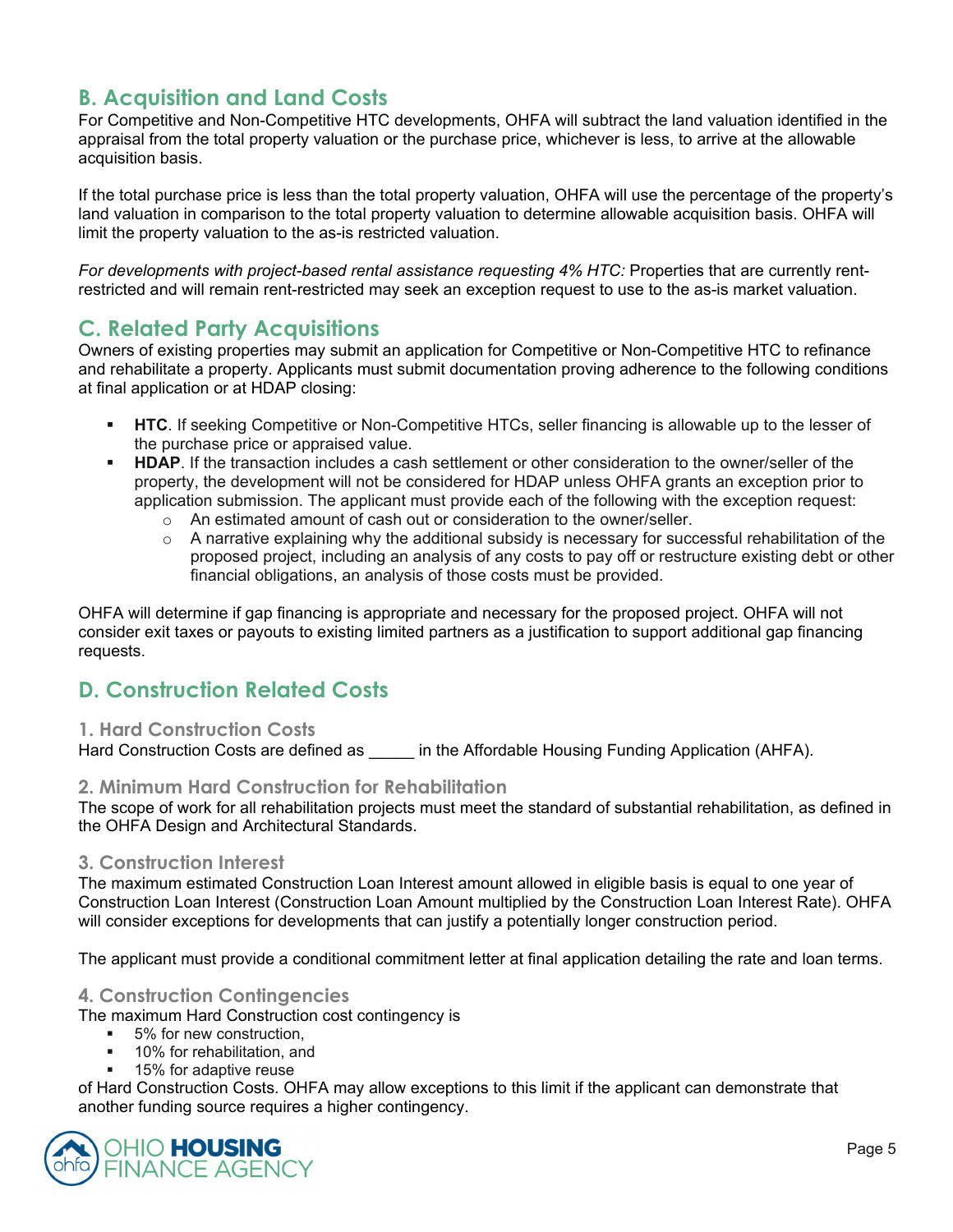## B. Acquisition and Land Costs

For Competitive and Non-Competitive HTC developments, OHFA will subtract the land valuation identified in the appraisal from the total property valuation or the purchase price, whichever is less, to arrive at the allowable acquisition basis.

If the total purchase price is less than the total property valuation, OHFA will use the percentage of the property's land valuation in comparison to the total property valuation to determine allowable acquisition basis. OHFA will limit the property valuation to the as-is restricted valuation.

*For developments with project-based rental assistance requesting 4% HTC:* Properties that are currently rent-restricted and will remain rent-restricted may seek an exception request to use to the as-is market valuation.

## C. Related Party Acquisitions

Owners of existing properties may submit an application for Competitive or Non-Competitive HTC to refinance and rehabilitate a property. Applicants must submit documentation proving adherence to the following conditions at final application or at HDAP closing:

- **HTC**. If seeking Competitive or Non-Competitive HTCs, seller financing is allowable up to the lesser of the purchase price or appraised value.
- **HDAP**. If the transaction includes a cash settlement or other consideration to the owner/seller of the property, the development will not be considered for HDAP unless OHFA grants an exception prior to application submission. The applicant must provide each of the following with the exception request:
  - An estimated amount of cash out or consideration to the owner/seller.
  - A narrative explaining why the additional subsidy is necessary for successful rehabilitation of the proposed project, including an analysis of any costs to pay off or restructure existing debt or other financial obligations, an analysis of those costs must be provided.

OHFA will determine if gap financing is appropriate and necessary for the proposed project. OHFA will not consider exit taxes or payouts to existing limited partners as a justification to support additional gap financing requests.

## D. Construction Related Costs

### 1. Hard Construction Costs

Hard Construction Costs are defined as _____ in the Affordable Housing Funding Application (AHFA).

### 2. Minimum Hard Construction for Rehabilitation

The scope of work for all rehabilitation projects must meet the standard of substantial rehabilitation, as defined in the OHFA Design and Architectural Standards.

### 3. Construction Interest

The maximum estimated Construction Loan Interest amount allowed in eligible basis is equal to one year of Construction Loan Interest (Construction Loan Amount multiplied by the Construction Loan Interest Rate). OHFA will consider exceptions for developments that can justify a potentially longer construction period.

The applicant must provide a conditional commitment letter at final application detailing the rate and loan terms.

### 4. Construction Contingencies

The maximum Hard Construction cost contingency is

- 5% for new construction,
- 10% for rehabilitation, and
- 15% for adaptive reuse

of Hard Construction Costs. OHFA may allow exceptions to this limit if the applicant can demonstrate that another funding source requires a higher contingency.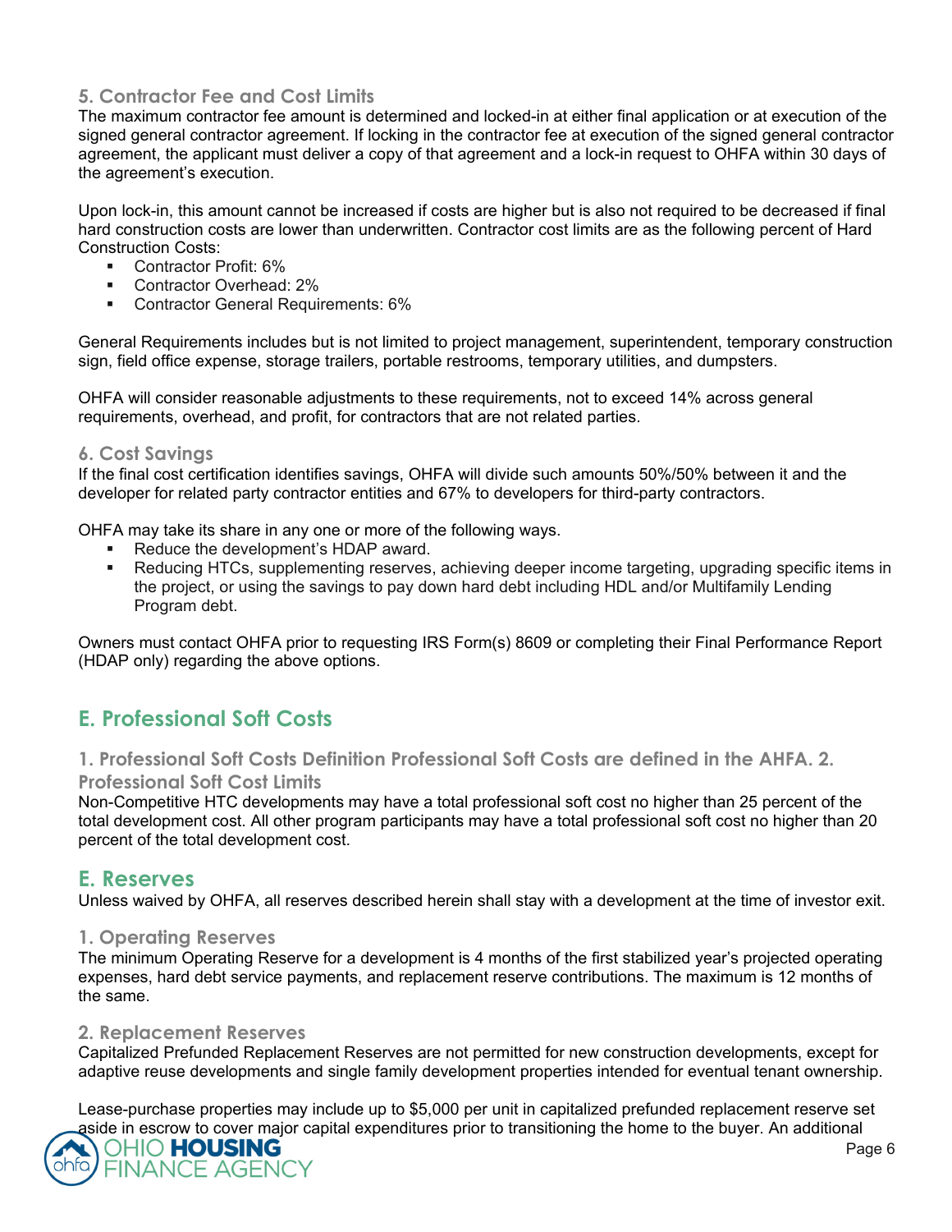### 5. Contractor Fee and Cost Limits

The maximum contractor fee amount is determined and locked-in at either final application or at execution of the signed general contractor agreement. If locking in the contractor fee at execution of the signed general contractor agreement, the applicant must deliver a copy of that agreement and a lock-in request to OHFA within 30 days of the agreement's execution.

Upon lock-in, this amount cannot be increased if costs are higher but is also not required to be decreased if final hard construction costs are lower than underwritten. Contractor cost limits are as the following percent of Hard Construction Costs:

- Contractor Profit: 6%
- Contractor Overhead: 2%
- Contractor General Requirements: 6%

General Requirements includes but is not limited to project management, superintendent, temporary construction sign, field office expense, storage trailers, portable restrooms, temporary utilities, and dumpsters.

OHFA will consider reasonable adjustments to these requirements, not to exceed 14% across general requirements, overhead, and profit, for contractors that are not related parties.

### 6. Cost Savings

If the final cost certification identifies savings, OHFA will divide such amounts 50%/50% between it and the developer for related party contractor entities and 67% to developers for third-party contractors.

OHFA may take its share in any one or more of the following ways.

- Reduce the development's HDAP award.
- Reducing HTCs, supplementing reserves, achieving deeper income targeting, upgrading specific items in the project, or using the savings to pay down hard debt including HDL and/or Multifamily Lending Program debt.

Owners must contact OHFA prior to requesting IRS Form(s) 8609 or completing their Final Performance Report (HDAP only) regarding the above options.

## E. Professional Soft Costs

### 1. Professional Soft Costs Definition Professional Soft Costs are defined in the AHFA. 2. Professional Soft Cost Limits

Non-Competitive HTC developments may have a total professional soft cost no higher than 25 percent of the total development cost. All other program participants may have a total professional soft cost no higher than 20 percent of the total development cost.

## E. Reserves

Unless waived by OHFA, all reserves described herein shall stay with a development at the time of investor exit.

### 1. Operating Reserves

The minimum Operating Reserve for a development is 4 months of the first stabilized year's projected operating expenses, hard debt service payments, and replacement reserve contributions. The maximum is 12 months of the same.

### 2. Replacement Reserves

Capitalized Prefunded Replacement Reserves are not permitted for new construction developments, except for adaptive reuse developments and single family development properties intended for eventual tenant ownership.

Lease-purchase properties may include up to $5,000 per unit in capitalized prefunded replacement reserve set aside in escrow to cover major capital expenditures prior to transitioning the home to the buyer. An additional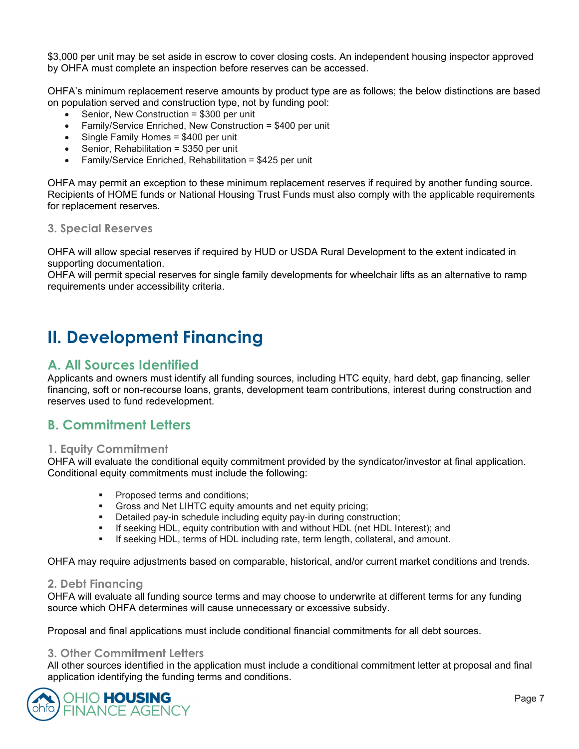$3,000 per unit may be set aside in escrow to cover closing costs. An independent housing inspector approved by OHFA must complete an inspection before reserves can be accessed.

OHFA's minimum replacement reserve amounts by product type are as follows; the below distinctions are based on population served and construction type, not by funding pool:

- Senior, New Construction = $300 per unit
- Family/Service Enriched, New Construction = $400 per unit
- Single Family Homes = $400 per unit
- Senior, Rehabilitation = $350 per unit
- Family/Service Enriched, Rehabilitation = $425 per unit

OHFA may permit an exception to these minimum replacement reserves if required by another funding source. Recipients of HOME funds or National Housing Trust Funds must also comply with the applicable requirements for replacement reserves.

### 3. Special Reserves

OHFA will allow special reserves if required by HUD or USDA Rural Development to the extent indicated in supporting documentation.
OHFA will permit special reserves for single family developments for wheelchair lifts as an alternative to ramp requirements under accessibility criteria.

# II. Development Financing

## A. All Sources Identified

Applicants and owners must identify all funding sources, including HTC equity, hard debt, gap financing, seller financing, soft or non-recourse loans, grants, development team contributions, interest during construction and reserves used to fund redevelopment.

## B. Commitment Letters

### 1. Equity Commitment

OHFA will evaluate the conditional equity commitment provided by the syndicator/investor at final application. Conditional equity commitments must include the following:

- Proposed terms and conditions;
- Gross and Net LIHTC equity amounts and net equity pricing;
- Detailed pay-in schedule including equity pay-in during construction;
- If seeking HDL, equity contribution with and without HDL (net HDL Interest); and
- If seeking HDL, terms of HDL including rate, term length, collateral, and amount.

OHFA may require adjustments based on comparable, historical, and/or current market conditions and trends.

### 2. Debt Financing

OHFA will evaluate all funding source terms and may choose to underwrite at different terms for any funding source which OHFA determines will cause unnecessary or excessive subsidy.

Proposal and final applications must include conditional financial commitments for all debt sources.

### 3. Other Commitment Letters

All other sources identified in the application must include a conditional commitment letter at proposal and final application identifying the funding terms and conditions.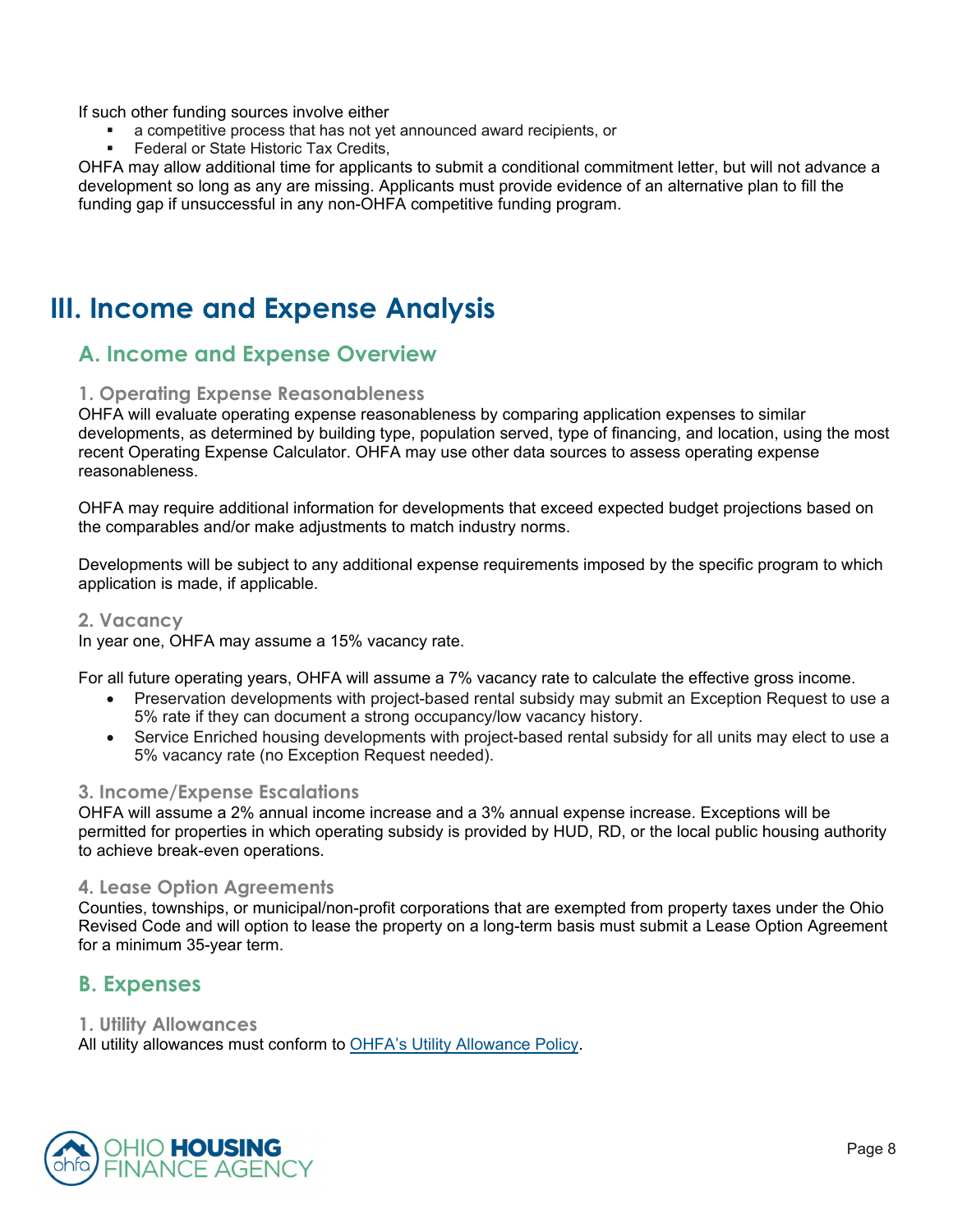If such other funding sources involve either

- a competitive process that has not yet announced award recipients, or
- Federal or State Historic Tax Credits,

OHFA may allow additional time for applicants to submit a conditional commitment letter, but will not advance a development so long as any are missing. Applicants must provide evidence of an alternative plan to fill the funding gap if unsuccessful in any non-OHFA competitive funding program.

# III. Income and Expense Analysis

## A. Income and Expense Overview

### 1. Operating Expense Reasonableness

OHFA will evaluate operating expense reasonableness by comparing application expenses to similar developments, as determined by building type, population served, type of financing, and location, using the most recent Operating Expense Calculator. OHFA may use other data sources to assess operating expense reasonableness.

OHFA may require additional information for developments that exceed expected budget projections based on the comparables and/or make adjustments to match industry norms.

Developments will be subject to any additional expense requirements imposed by the specific program to which application is made, if applicable.

### 2. Vacancy

In year one, OHFA may assume a 15% vacancy rate.

For all future operating years, OHFA will assume a 7% vacancy rate to calculate the effective gross income.

- Preservation developments with project-based rental subsidy may submit an Exception Request to use a 5% rate if they can document a strong occupancy/low vacancy history.
- Service Enriched housing developments with project-based rental subsidy for all units may elect to use a 5% vacancy rate (no Exception Request needed).

### 3. Income/Expense Escalations

OHFA will assume a 2% annual income increase and a 3% annual expense increase. Exceptions will be permitted for properties in which operating subsidy is provided by HUD, RD, or the local public housing authority to achieve break-even operations.

### 4. Lease Option Agreements

Counties, townships, or municipal/non-profit corporations that are exempted from property taxes under the Ohio Revised Code and will option to lease the property on a long-term basis must submit a Lease Option Agreement for a minimum 35-year term.

## B. Expenses

### 1. Utility Allowances

All utility allowances must conform to OHFA's Utility Allowance Policy.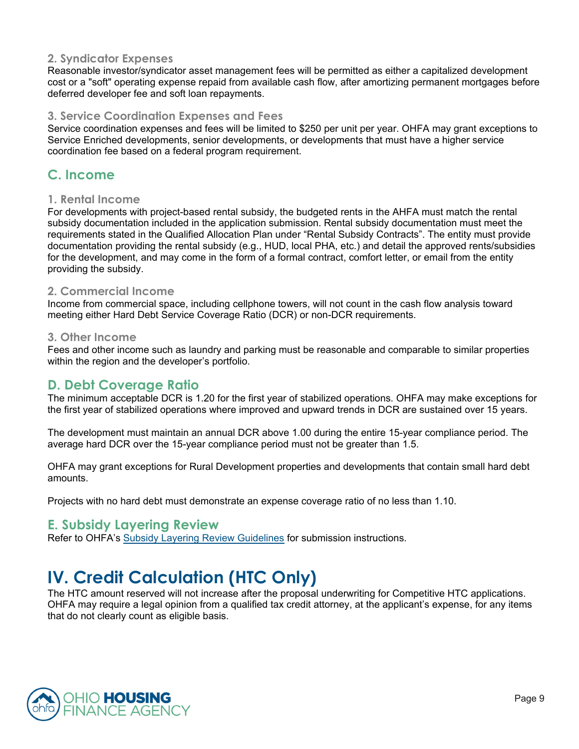### 2. Syndicator Expenses

Reasonable investor/syndicator asset management fees will be permitted as either a capitalized development cost or a "soft" operating expense repaid from available cash flow, after amortizing permanent mortgages before deferred developer fee and soft loan repayments.

### 3. Service Coordination Expenses and Fees

Service coordination expenses and fees will be limited to $250 per unit per year. OHFA may grant exceptions to Service Enriched developments, senior developments, or developments that must have a higher service coordination fee based on a federal program requirement.

## C. Income

### 1. Rental Income

For developments with project-based rental subsidy, the budgeted rents in the AHFA must match the rental subsidy documentation included in the application submission. Rental subsidy documentation must meet the requirements stated in the Qualified Allocation Plan under "Rental Subsidy Contracts". The entity must provide documentation providing the rental subsidy (e.g., HUD, local PHA, etc.) and detail the approved rents/subsidies for the development, and may come in the form of a formal contract, comfort letter, or email from the entity providing the subsidy.

### 2. Commercial Income

Income from commercial space, including cellphone towers, will not count in the cash flow analysis toward meeting either Hard Debt Service Coverage Ratio (DCR) or non-DCR requirements.

### 3. Other Income

Fees and other income such as laundry and parking must be reasonable and comparable to similar properties within the region and the developer's portfolio.

## D. Debt Coverage Ratio

The minimum acceptable DCR is 1.20 for the first year of stabilized operations. OHFA may make exceptions for the first year of stabilized operations where improved and upward trends in DCR are sustained over 15 years.

The development must maintain an annual DCR above 1.00 during the entire 15-year compliance period. The average hard DCR over the 15-year compliance period must not be greater than 1.5.

OHFA may grant exceptions for Rural Development properties and developments that contain small hard debt amounts.

Projects with no hard debt must demonstrate an expense coverage ratio of no less than 1.10.

## E. Subsidy Layering Review

Refer to OHFA's Subsidy Layering Review Guidelines for submission instructions.

# IV. Credit Calculation (HTC Only)

The HTC amount reserved will not increase after the proposal underwriting for Competitive HTC applications. OHFA may require a legal opinion from a qualified tax credit attorney, at the applicant's expense, for any items that do not clearly count as eligible basis.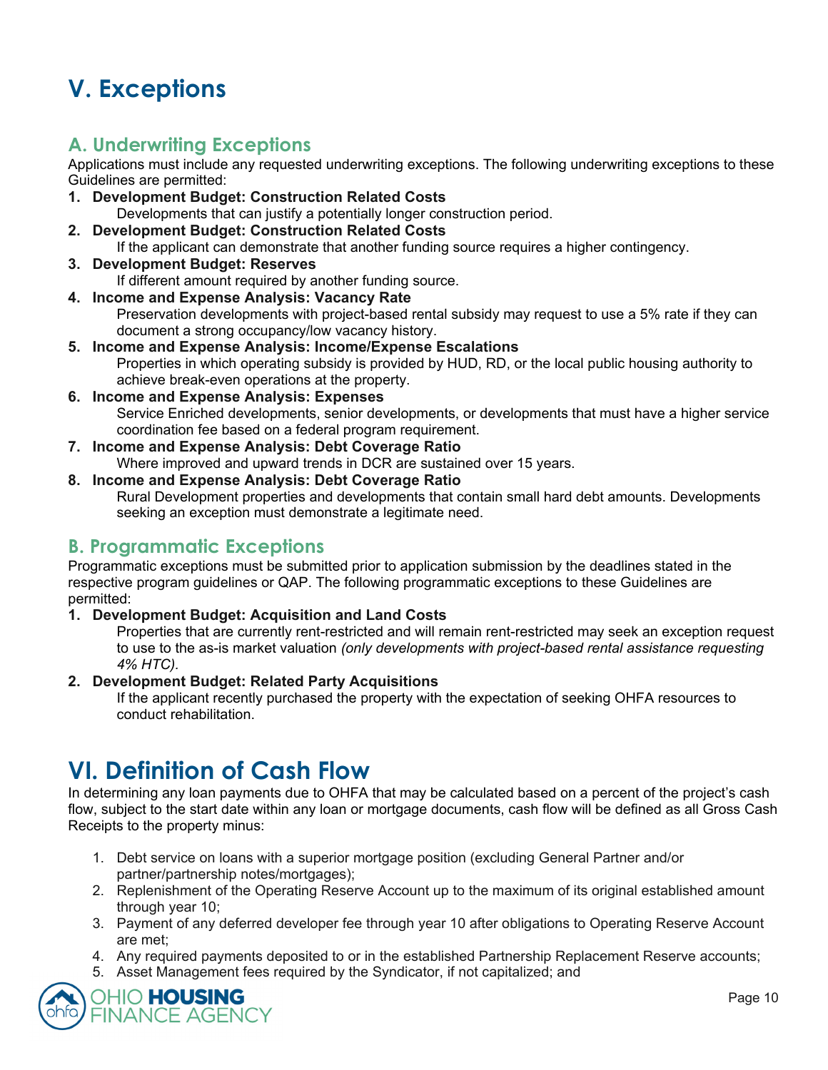# V. Exceptions

## A. Underwriting Exceptions

Applications must include any requested underwriting exceptions. The following underwriting exceptions to these Guidelines are permitted:

1. **Development Budget: Construction Related Costs**
   Developments that can justify a potentially longer construction period.
2. **Development Budget: Construction Related Costs**
   If the applicant can demonstrate that another funding source requires a higher contingency.
3. **Development Budget: Reserves**
   If different amount required by another funding source.
4. **Income and Expense Analysis: Vacancy Rate**
   Preservation developments with project-based rental subsidy may request to use a 5% rate if they can document a strong occupancy/low vacancy history.
5. **Income and Expense Analysis: Income/Expense Escalations**
   Properties in which operating subsidy is provided by HUD, RD, or the local public housing authority to achieve break-even operations at the property.
6. **Income and Expense Analysis: Expenses**
   Service Enriched developments, senior developments, or developments that must have a higher service coordination fee based on a federal program requirement.
7. **Income and Expense Analysis: Debt Coverage Ratio**
   Where improved and upward trends in DCR are sustained over 15 years.
8. **Income and Expense Analysis: Debt Coverage Ratio**
   Rural Development properties and developments that contain small hard debt amounts. Developments seeking an exception must demonstrate a legitimate need.

## B. Programmatic Exceptions

Programmatic exceptions must be submitted prior to application submission by the deadlines stated in the respective program guidelines or QAP. The following programmatic exceptions to these Guidelines are permitted:

1. **Development Budget: Acquisition and Land Costs**
   Properties that are currently rent-restricted and will remain rent-restricted may seek an exception request to use to the as-is market valuation *(only developments with project-based rental assistance requesting 4% HTC).*
2. **Development Budget: Related Party Acquisitions**
   If the applicant recently purchased the property with the expectation of seeking OHFA resources to conduct rehabilitation.

# VI. Definition of Cash Flow

In determining any loan payments due to OHFA that may be calculated based on a percent of the project's cash flow, subject to the start date within any loan or mortgage documents, cash flow will be defined as all Gross Cash Receipts to the property minus:

1. Debt service on loans with a superior mortgage position (excluding General Partner and/or partner/partnership notes/mortgages);
2. Replenishment of the Operating Reserve Account up to the maximum of its original established amount through year 10;
3. Payment of any deferred developer fee through year 10 after obligations to Operating Reserve Account are met;
4. Any required payments deposited to or in the established Partnership Replacement Reserve accounts;
5. Asset Management fees required by the Syndicator, if not capitalized; and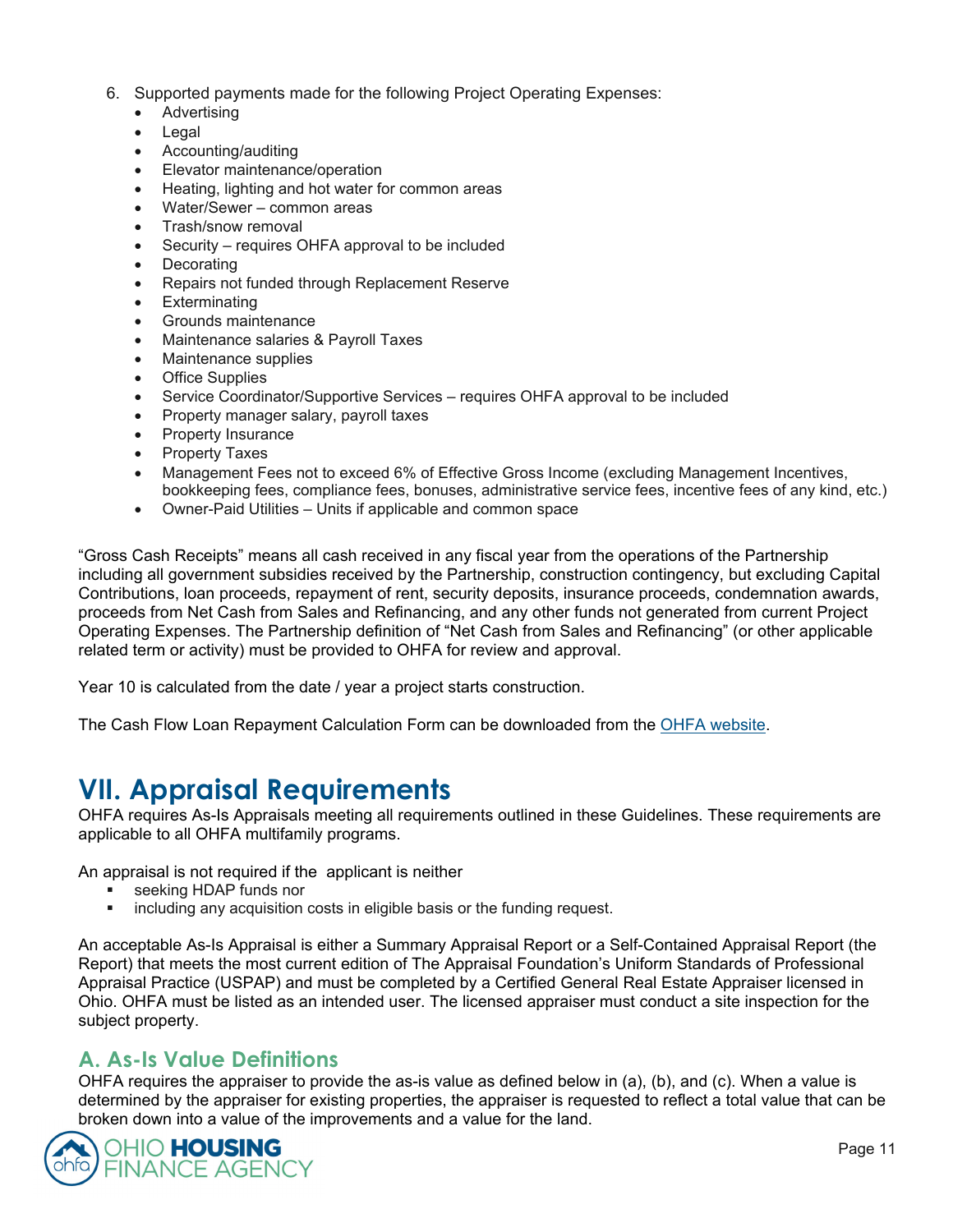6. Supported payments made for the following Project Operating Expenses:
   - Advertising
   - Legal
   - Accounting/auditing
   - Elevator maintenance/operation
   - Heating, lighting and hot water for common areas
   - Water/Sewer – common areas
   - Trash/snow removal
   - Security – requires OHFA approval to be included
   - Decorating
   - Repairs not funded through Replacement Reserve
   - Exterminating
   - Grounds maintenance
   - Maintenance salaries & Payroll Taxes
   - Maintenance supplies
   - Office Supplies
   - Service Coordinator/Supportive Services – requires OHFA approval to be included
   - Property manager salary, payroll taxes
   - Property Insurance
   - Property Taxes
   - Management Fees not to exceed 6% of Effective Gross Income (excluding Management Incentives, bookkeeping fees, compliance fees, bonuses, administrative service fees, incentive fees of any kind, etc.)
   - Owner-Paid Utilities – Units if applicable and common space

"Gross Cash Receipts" means all cash received in any fiscal year from the operations of the Partnership including all government subsidies received by the Partnership, construction contingency, but excluding Capital Contributions, loan proceeds, repayment of rent, security deposits, insurance proceeds, condemnation awards, proceeds from Net Cash from Sales and Refinancing, and any other funds not generated from current Project Operating Expenses. The Partnership definition of "Net Cash from Sales and Refinancing" (or other applicable related term or activity) must be provided to OHFA for review and approval.

Year 10 is calculated from the date / year a project starts construction.

The Cash Flow Loan Repayment Calculation Form can be downloaded from the OHFA website.

# VII. Appraisal Requirements

OHFA requires As-Is Appraisals meeting all requirements outlined in these Guidelines. These requirements are applicable to all OHFA multifamily programs.

An appraisal is not required if the applicant is neither

- seeking HDAP funds nor
- including any acquisition costs in eligible basis or the funding request.

An acceptable As-Is Appraisal is either a Summary Appraisal Report or a Self-Contained Appraisal Report (the Report) that meets the most current edition of The Appraisal Foundation's Uniform Standards of Professional Appraisal Practice (USPAP) and must be completed by a Certified General Real Estate Appraiser licensed in Ohio. OHFA must be listed as an intended user. The licensed appraiser must conduct a site inspection for the subject property.

## A. As-Is Value Definitions

OHFA requires the appraiser to provide the as-is value as defined below in (a), (b), and (c). When a value is determined by the appraiser for existing properties, the appraiser is requested to reflect a total value that can be broken down into a value of the improvements and a value for the land.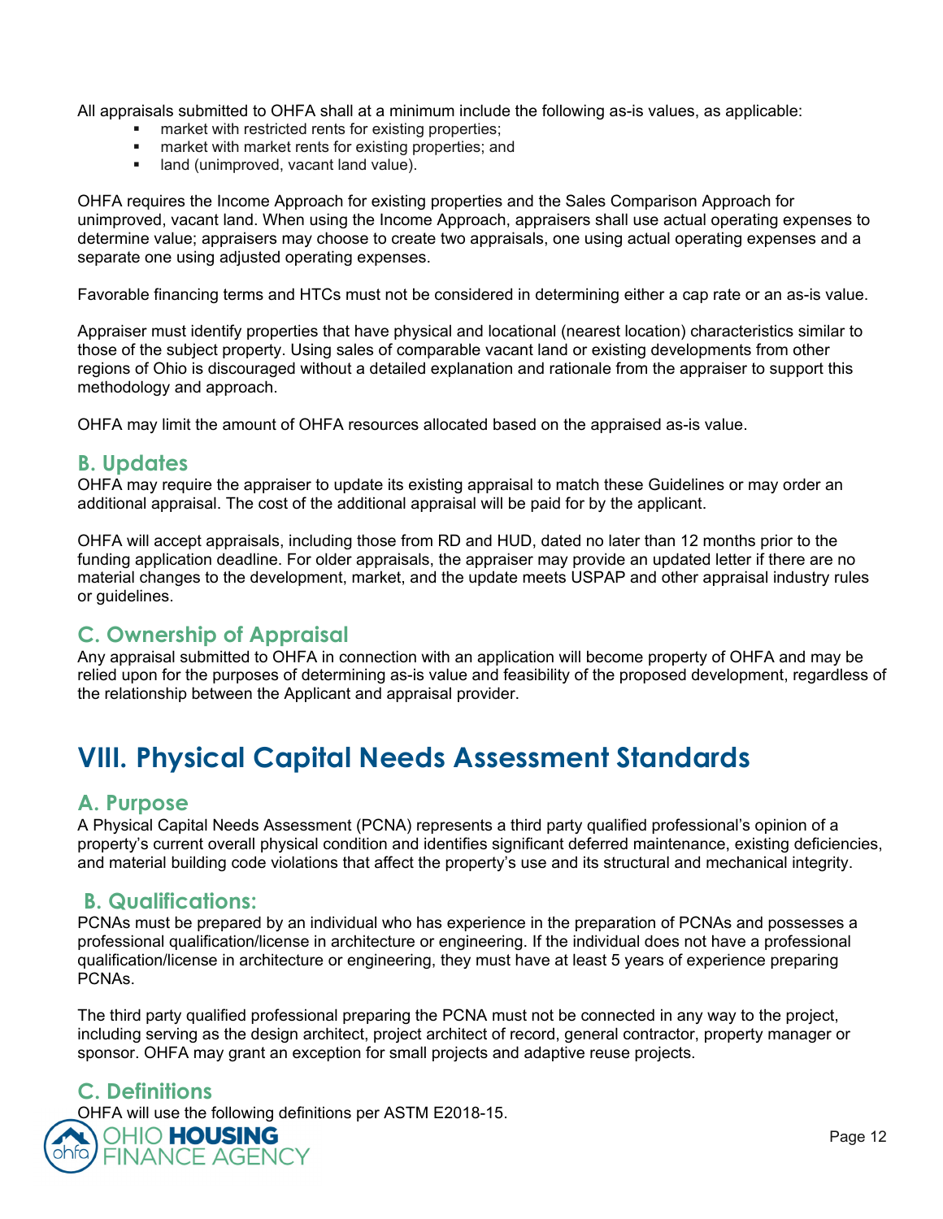All appraisals submitted to OHFA shall at a minimum include the following as-is values, as applicable:

- market with restricted rents for existing properties;
- market with market rents for existing properties; and
- land (unimproved, vacant land value).

OHFA requires the Income Approach for existing properties and the Sales Comparison Approach for unimproved, vacant land. When using the Income Approach, appraisers shall use actual operating expenses to determine value; appraisers may choose to create two appraisals, one using actual operating expenses and a separate one using adjusted operating expenses.

Favorable financing terms and HTCs must not be considered in determining either a cap rate or an as-is value.

Appraiser must identify properties that have physical and locational (nearest location) characteristics similar to those of the subject property. Using sales of comparable vacant land or existing developments from other regions of Ohio is discouraged without a detailed explanation and rationale from the appraiser to support this methodology and approach.

OHFA may limit the amount of OHFA resources allocated based on the appraised as-is value.

## B. Updates

OHFA may require the appraiser to update its existing appraisal to match these Guidelines or may order an additional appraisal. The cost of the additional appraisal will be paid for by the applicant.

OHFA will accept appraisals, including those from RD and HUD, dated no later than 12 months prior to the funding application deadline. For older appraisals, the appraiser may provide an updated letter if there are no material changes to the development, market, and the update meets USPAP and other appraisal industry rules or guidelines.

## C. Ownership of Appraisal

Any appraisal submitted to OHFA in connection with an application will become property of OHFA and may be relied upon for the purposes of determining as-is value and feasibility of the proposed development, regardless of the relationship between the Applicant and appraisal provider.

# VIII. Physical Capital Needs Assessment Standards

## A. Purpose

A Physical Capital Needs Assessment (PCNA) represents a third party qualified professional's opinion of a property's current overall physical condition and identifies significant deferred maintenance, existing deficiencies, and material building code violations that affect the property's use and its structural and mechanical integrity.

## B. Qualifications:

PCNAs must be prepared by an individual who has experience in the preparation of PCNAs and possesses a professional qualification/license in architecture or engineering. If the individual does not have a professional qualification/license in architecture or engineering, they must have at least 5 years of experience preparing PCNAs.

The third party qualified professional preparing the PCNA must not be connected in any way to the project, including serving as the design architect, project architect of record, general contractor, property manager or sponsor. OHFA may grant an exception for small projects and adaptive reuse projects.

## C. Definitions

OHFA will use the following definitions per ASTM E2018-15.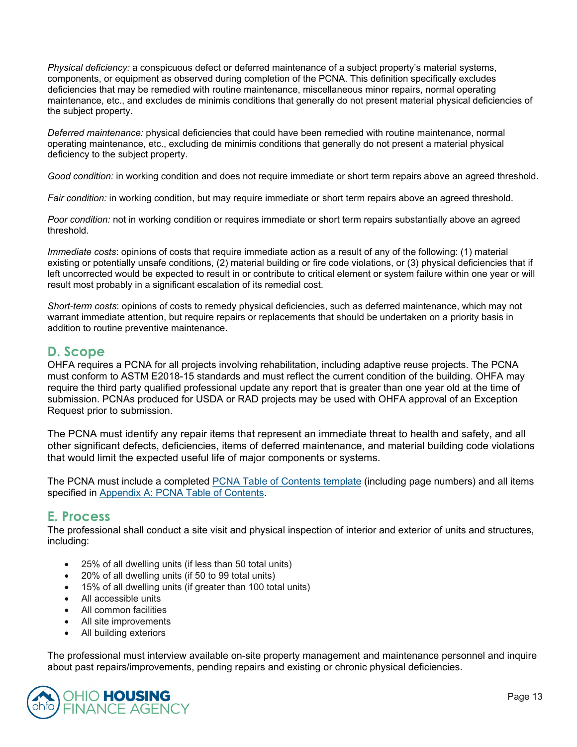*Physical deficiency:* a conspicuous defect or deferred maintenance of a subject property's material systems, components, or equipment as observed during completion of the PCNA. This definition specifically excludes deficiencies that may be remedied with routine maintenance, miscellaneous minor repairs, normal operating maintenance, etc., and excludes de minimis conditions that generally do not present material physical deficiencies of the subject property.

*Deferred maintenance:* physical deficiencies that could have been remedied with routine maintenance, normal operating maintenance, etc., excluding de minimis conditions that generally do not present a material physical deficiency to the subject property.

*Good condition:* in working condition and does not require immediate or short term repairs above an agreed threshold.

*Fair condition:* in working condition, but may require immediate or short term repairs above an agreed threshold.

*Poor condition:* not in working condition or requires immediate or short term repairs substantially above an agreed threshold.

*Immediate costs*: opinions of costs that require immediate action as a result of any of the following: (1) material existing or potentially unsafe conditions, (2) material building or fire code violations, or (3) physical deficiencies that if left uncorrected would be expected to result in or contribute to critical element or system failure within one year or will result most probably in a significant escalation of its remedial cost.

*Short-term costs*: opinions of costs to remedy physical deficiencies, such as deferred maintenance, which may not warrant immediate attention, but require repairs or replacements that should be undertaken on a priority basis in addition to routine preventive maintenance.

## D. Scope

OHFA requires a PCNA for all projects involving rehabilitation, including adaptive reuse projects. The PCNA must conform to ASTM E2018-15 standards and must reflect the current condition of the building. OHFA may require the third party qualified professional update any report that is greater than one year old at the time of submission. PCNAs produced for USDA or RAD projects may be used with OHFA approval of an Exception Request prior to submission.

The PCNA must identify any repair items that represent an immediate threat to health and safety, and all other significant defects, deficiencies, items of deferred maintenance, and material building code violations that would limit the expected useful life of major components or systems.

The PCNA must include a completed [PCNA Table of Contents template] (including page numbers) and all items specified in [Appendix A: PCNA Table of Contents].

## E. Process

The professional shall conduct a site visit and physical inspection of interior and exterior of units and structures, including:

- 25% of all dwelling units (if less than 50 total units)
- 20% of all dwelling units (if 50 to 99 total units)
- 15% of all dwelling units (if greater than 100 total units)
- All accessible units
- All common facilities
- All site improvements
- All building exteriors

The professional must interview available on-site property management and maintenance personnel and inquire about past repairs/improvements, pending repairs and existing or chronic physical deficiencies.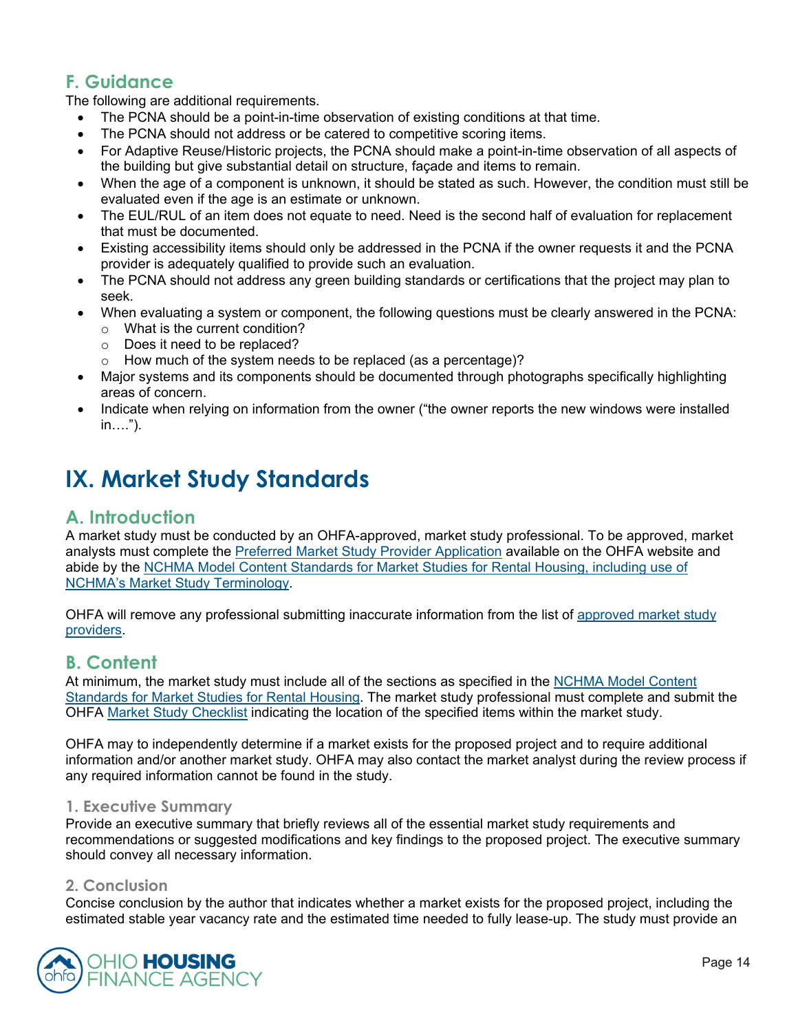## F. Guidance

The following are additional requirements.

- The PCNA should be a point-in-time observation of existing conditions at that time.
- The PCNA should not address or be catered to competitive scoring items.
- For Adaptive Reuse/Historic projects, the PCNA should make a point-in-time observation of all aspects of the building but give substantial detail on structure, façade and items to remain.
- When the age of a component is unknown, it should be stated as such. However, the condition must still be evaluated even if the age is an estimate or unknown.
- The EUL/RUL of an item does not equate to need. Need is the second half of evaluation for replacement that must be documented.
- Existing accessibility items should only be addressed in the PCNA if the owner requests it and the PCNA provider is adequately qualified to provide such an evaluation.
- The PCNA should not address any green building standards or certifications that the project may plan to seek.
- When evaluating a system or component, the following questions must be clearly answered in the PCNA:
  - What is the current condition?
  - Does it need to be replaced?
  - How much of the system needs to be replaced (as a percentage)?
- Major systems and its components should be documented through photographs specifically highlighting areas of concern.
- Indicate when relying on information from the owner ("the owner reports the new windows were installed in….").

# IX. Market Study Standards

## A. Introduction

A market study must be conducted by an OHFA-approved, market study professional. To be approved, market analysts must complete the Preferred Market Study Provider Application available on the OHFA website and abide by the NCHMA Model Content Standards for Market Studies for Rental Housing, including use of NCHMA's Market Study Terminology.

OHFA will remove any professional submitting inaccurate information from the list of approved market study providers.

## B. Content

At minimum, the market study must include all of the sections as specified in the NCHMA Model Content Standards for Market Studies for Rental Housing. The market study professional must complete and submit the OHFA Market Study Checklist indicating the location of the specified items within the market study.

OHFA may to independently determine if a market exists for the proposed project and to require additional information and/or another market study. OHFA may also contact the market analyst during the review process if any required information cannot be found in the study.

### 1. Executive Summary

Provide an executive summary that briefly reviews all of the essential market study requirements and recommendations or suggested modifications and key findings to the proposed project. The executive summary should convey all necessary information.

### 2. Conclusion

Concise conclusion by the author that indicates whether a market exists for the proposed project, including the estimated stable year vacancy rate and the estimated time needed to fully lease-up. The study must provide an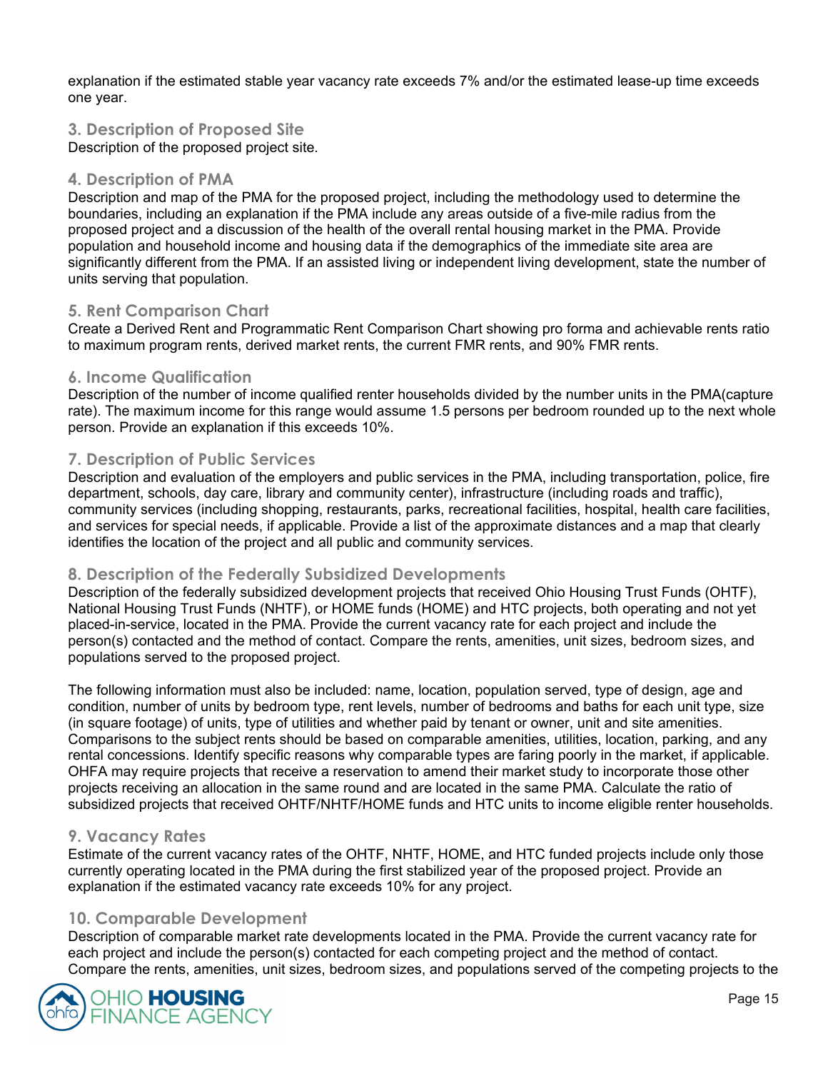explanation if the estimated stable year vacancy rate exceeds 7% and/or the estimated lease-up time exceeds one year.

### 3. Description of Proposed Site

Description of the proposed project site.

### 4. Description of PMA

Description and map of the PMA for the proposed project, including the methodology used to determine the boundaries, including an explanation if the PMA include any areas outside of a five-mile radius from the proposed project and a discussion of the health of the overall rental housing market in the PMA. Provide population and household income and housing data if the demographics of the immediate site area are significantly different from the PMA. If an assisted living or independent living development, state the number of units serving that population.

### 5. Rent Comparison Chart

Create a Derived Rent and Programmatic Rent Comparison Chart showing pro forma and achievable rents ratio to maximum program rents, derived market rents, the current FMR rents, and 90% FMR rents.

### 6. Income Qualification

Description of the number of income qualified renter households divided by the number units in the PMA(capture rate). The maximum income for this range would assume 1.5 persons per bedroom rounded up to the next whole person. Provide an explanation if this exceeds 10%.

### 7. Description of Public Services

Description and evaluation of the employers and public services in the PMA, including transportation, police, fire department, schools, day care, library and community center), infrastructure (including roads and traffic), community services (including shopping, restaurants, parks, recreational facilities, hospital, health care facilities, and services for special needs, if applicable. Provide a list of the approximate distances and a map that clearly identifies the location of the project and all public and community services.

### 8. Description of the Federally Subsidized Developments

Description of the federally subsidized development projects that received Ohio Housing Trust Funds (OHTF), National Housing Trust Funds (NHTF), or HOME funds (HOME) and HTC projects, both operating and not yet placed-in-service, located in the PMA. Provide the current vacancy rate for each project and include the person(s) contacted and the method of contact. Compare the rents, amenities, unit sizes, bedroom sizes, and populations served to the proposed project.

The following information must also be included: name, location, population served, type of design, age and condition, number of units by bedroom type, rent levels, number of bedrooms and baths for each unit type, size (in square footage) of units, type of utilities and whether paid by tenant or owner, unit and site amenities. Comparisons to the subject rents should be based on comparable amenities, utilities, location, parking, and any rental concessions. Identify specific reasons why comparable types are faring poorly in the market, if applicable. OHFA may require projects that receive a reservation to amend their market study to incorporate those other projects receiving an allocation in the same round and are located in the same PMA. Calculate the ratio of subsidized projects that received OHTF/NHTF/HOME funds and HTC units to income eligible renter households.

### 9. Vacancy Rates

Estimate of the current vacancy rates of the OHTF, NHTF, HOME, and HTC funded projects include only those currently operating located in the PMA during the first stabilized year of the proposed project. Provide an explanation if the estimated vacancy rate exceeds 10% for any project.

### 10. Comparable Development

Description of comparable market rate developments located in the PMA. Provide the current vacancy rate for each project and include the person(s) contacted for each competing project and the method of contact. Compare the rents, amenities, unit sizes, bedroom sizes, and populations served of the competing projects to the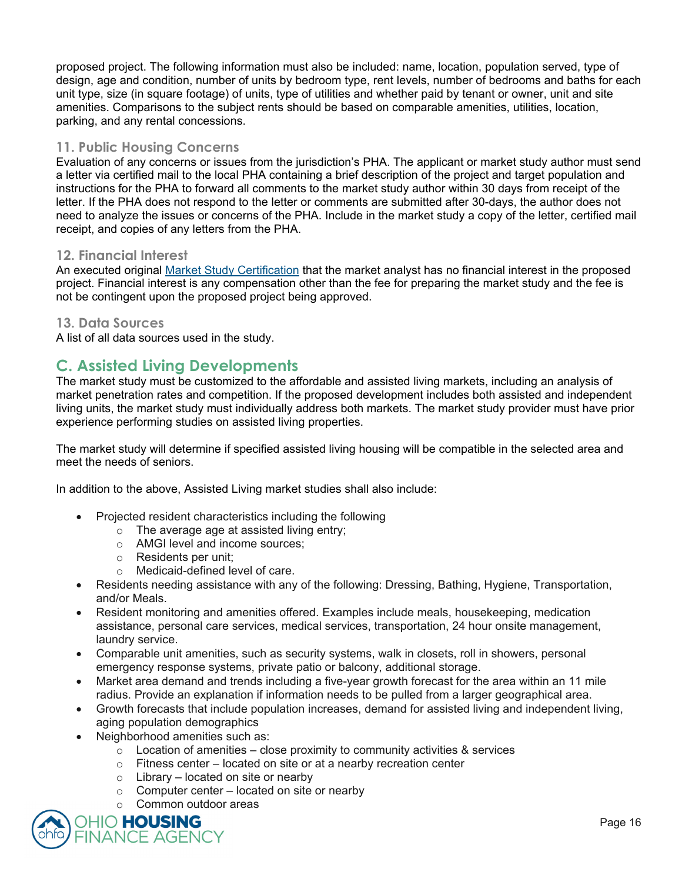proposed project. The following information must also be included: name, location, population served, type of design, age and condition, number of units by bedroom type, rent levels, number of bedrooms and baths for each unit type, size (in square footage) of units, type of utilities and whether paid by tenant or owner, unit and site amenities. Comparisons to the subject rents should be based on comparable amenities, utilities, location, parking, and any rental concessions.

### 11. Public Housing Concerns

Evaluation of any concerns or issues from the jurisdiction's PHA. The applicant or market study author must send a letter via certified mail to the local PHA containing a brief description of the project and target population and instructions for the PHA to forward all comments to the market study author within 30 days from receipt of the letter. If the PHA does not respond to the letter or comments are submitted after 30-days, the author does not need to analyze the issues or concerns of the PHA. Include in the market study a copy of the letter, certified mail receipt, and copies of any letters from the PHA.

### 12. Financial Interest

An executed original Market Study Certification that the market analyst has no financial interest in the proposed project. Financial interest is any compensation other than the fee for preparing the market study and the fee is not be contingent upon the proposed project being approved.

### 13. Data Sources

A list of all data sources used in the study.

## C. Assisted Living Developments

The market study must be customized to the affordable and assisted living markets, including an analysis of market penetration rates and competition. If the proposed development includes both assisted and independent living units, the market study must individually address both markets. The market study provider must have prior experience performing studies on assisted living properties.

The market study will determine if specified assisted living housing will be compatible in the selected area and meet the needs of seniors.

In addition to the above, Assisted Living market studies shall also include:

- Projected resident characteristics including the following
  - The average age at assisted living entry;
  - AMGI level and income sources;
  - Residents per unit;
  - Medicaid-defined level of care.
- Residents needing assistance with any of the following: Dressing, Bathing, Hygiene, Transportation, and/or Meals.
- Resident monitoring and amenities offered. Examples include meals, housekeeping, medication assistance, personal care services, medical services, transportation, 24 hour onsite management, laundry service.
- Comparable unit amenities, such as security systems, walk in closets, roll in showers, personal emergency response systems, private patio or balcony, additional storage.
- Market area demand and trends including a five-year growth forecast for the area within an 11 mile radius. Provide an explanation if information needs to be pulled from a larger geographical area.
- Growth forecasts that include population increases, demand for assisted living and independent living, aging population demographics
- Neighborhood amenities such as:
  - Location of amenities – close proximity to community activities & services
  - Fitness center – located on site or at a nearby recreation center
  - Library – located on site or nearby
  - Computer center – located on site or nearby
  - Common outdoor areas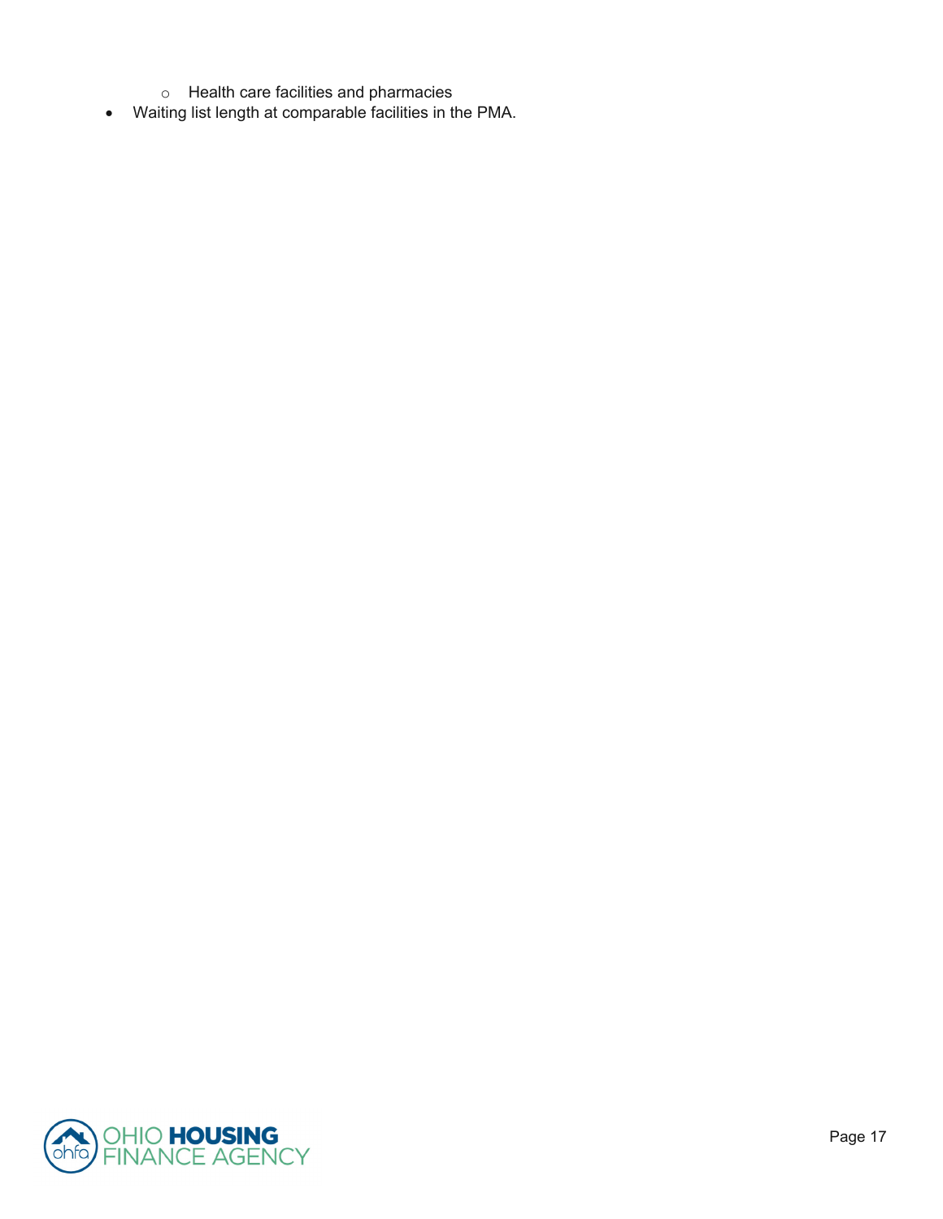- Health care facilities and pharmacies
- Waiting list length at comparable facilities in the PMA.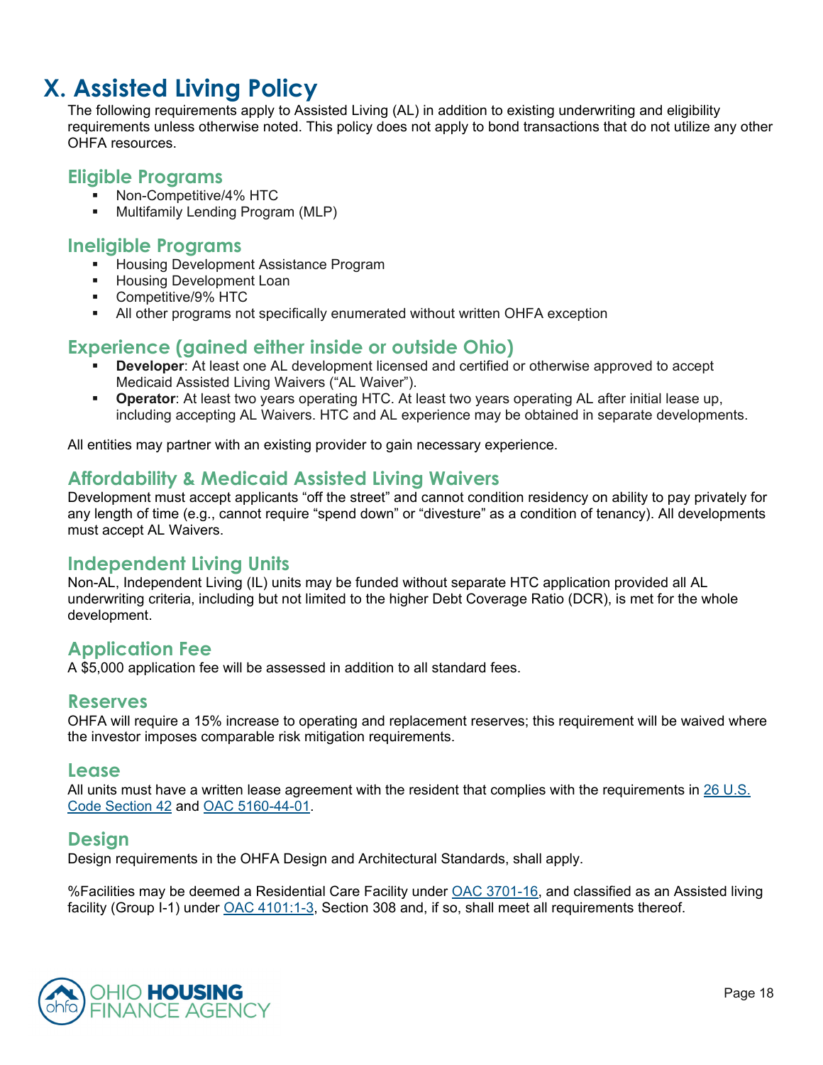# X. Assisted Living Policy

The following requirements apply to Assisted Living (AL) in addition to existing underwriting and eligibility requirements unless otherwise noted. This policy does not apply to bond transactions that do not utilize any other OHFA resources.

## Eligible Programs

- Non-Competitive/4% HTC
- Multifamily Lending Program (MLP)

## Ineligible Programs

- Housing Development Assistance Program
- Housing Development Loan
- Competitive/9% HTC
- All other programs not specifically enumerated without written OHFA exception

## Experience (gained either inside or outside Ohio)

- **Developer**: At least one AL development licensed and certified or otherwise approved to accept Medicaid Assisted Living Waivers ("AL Waiver").
- **Operator**: At least two years operating HTC. At least two years operating AL after initial lease up, including accepting AL Waivers. HTC and AL experience may be obtained in separate developments.

All entities may partner with an existing provider to gain necessary experience.

## Affordability & Medicaid Assisted Living Waivers

Development must accept applicants "off the street" and cannot condition residency on ability to pay privately for any length of time (e.g., cannot require "spend down" or "divesture" as a condition of tenancy). All developments must accept AL Waivers.

## Independent Living Units

Non-AL, Independent Living (IL) units may be funded without separate HTC application provided all AL underwriting criteria, including but not limited to the higher Debt Coverage Ratio (DCR), is met for the whole development.

## Application Fee

A $5,000 application fee will be assessed in addition to all standard fees.

## Reserves

OHFA will require a 15% increase to operating and replacement reserves; this requirement will be waived where the investor imposes comparable risk mitigation requirements.

## Lease

All units must have a written lease agreement with the resident that complies with the requirements in 26 U.S. Code Section 42 and OAC 5160-44-01.

## Design

Design requirements in the OHFA Design and Architectural Standards, shall apply.

%Facilities may be deemed a Residential Care Facility under OAC 3701-16, and classified as an Assisted living facility (Group I-1) under OAC 4101:1-3, Section 308 and, if so, shall meet all requirements thereof.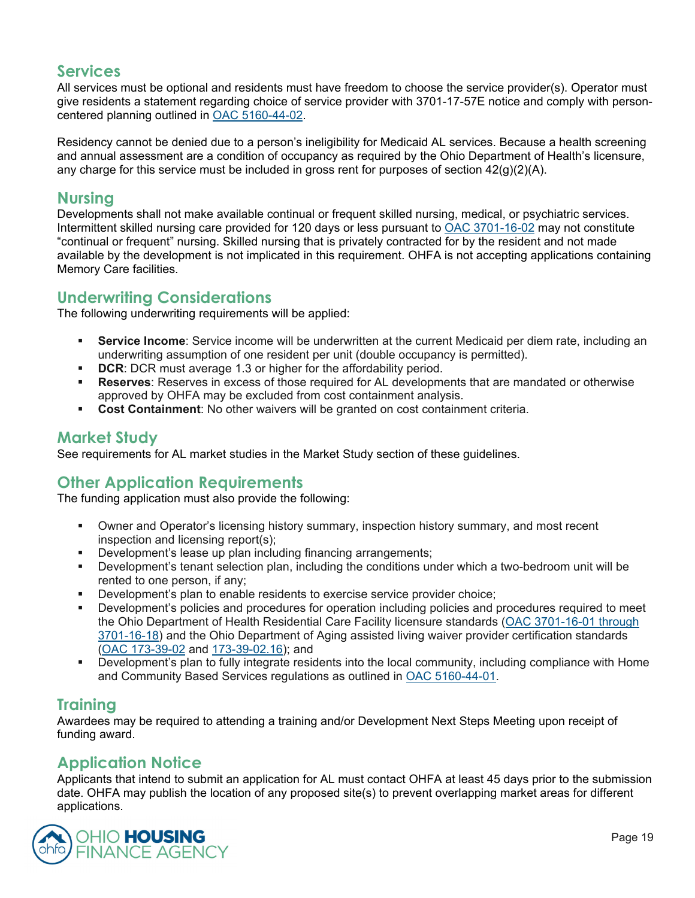## Services

All services must be optional and residents must have freedom to choose the service provider(s). Operator must give residents a statement regarding choice of service provider with 3701-17-57E notice and comply with person-centered planning outlined in [OAC 5160-44-02](#).

Residency cannot be denied due to a person's ineligibility for Medicaid AL services. Because a health screening and annual assessment are a condition of occupancy as required by the Ohio Department of Health's licensure, any charge for this service must be included in gross rent for purposes of section 42(g)(2)(A).

## Nursing

Developments shall not make available continual or frequent skilled nursing, medical, or psychiatric services. Intermittent skilled nursing care provided for 120 days or less pursuant to [OAC 3701-16-02](#) may not constitute "continual or frequent" nursing. Skilled nursing that is privately contracted for by the resident and not made available by the development is not implicated in this requirement. OHFA is not accepting applications containing Memory Care facilities.

## Underwriting Considerations

The following underwriting requirements will be applied:

- **Service Income**: Service income will be underwritten at the current Medicaid per diem rate, including an underwriting assumption of one resident per unit (double occupancy is permitted).
- **DCR**: DCR must average 1.3 or higher for the affordability period.
- **Reserves**: Reserves in excess of those required for AL developments that are mandated or otherwise approved by OHFA may be excluded from cost containment analysis.
- **Cost Containment**: No other waivers will be granted on cost containment criteria.

## Market Study

See requirements for AL market studies in the Market Study section of these guidelines.

## Other Application Requirements

The funding application must also provide the following:

- Owner and Operator's licensing history summary, inspection history summary, and most recent inspection and licensing report(s);
- Development's lease up plan including financing arrangements;
- Development's tenant selection plan, including the conditions under which a two-bedroom unit will be rented to one person, if any;
- Development's plan to enable residents to exercise service provider choice;
- Development's policies and procedures for operation including policies and procedures required to meet the Ohio Department of Health Residential Care Facility licensure standards ([OAC 3701-16-01 through 3701-16-18](#)) and the Ohio Department of Aging assisted living waiver provider certification standards ([OAC 173-39-02](#) and [173-39-02.16](#)); and
- Development's plan to fully integrate residents into the local community, including compliance with Home and Community Based Services regulations as outlined in [OAC 5160-44-01](#).

## Training

Awardees may be required to attending a training and/or Development Next Steps Meeting upon receipt of funding award.

## Application Notice

Applicants that intend to submit an application for AL must contact OHFA at least 45 days prior to the submission date. OHFA may publish the location of any proposed site(s) to prevent overlapping market areas for different applications.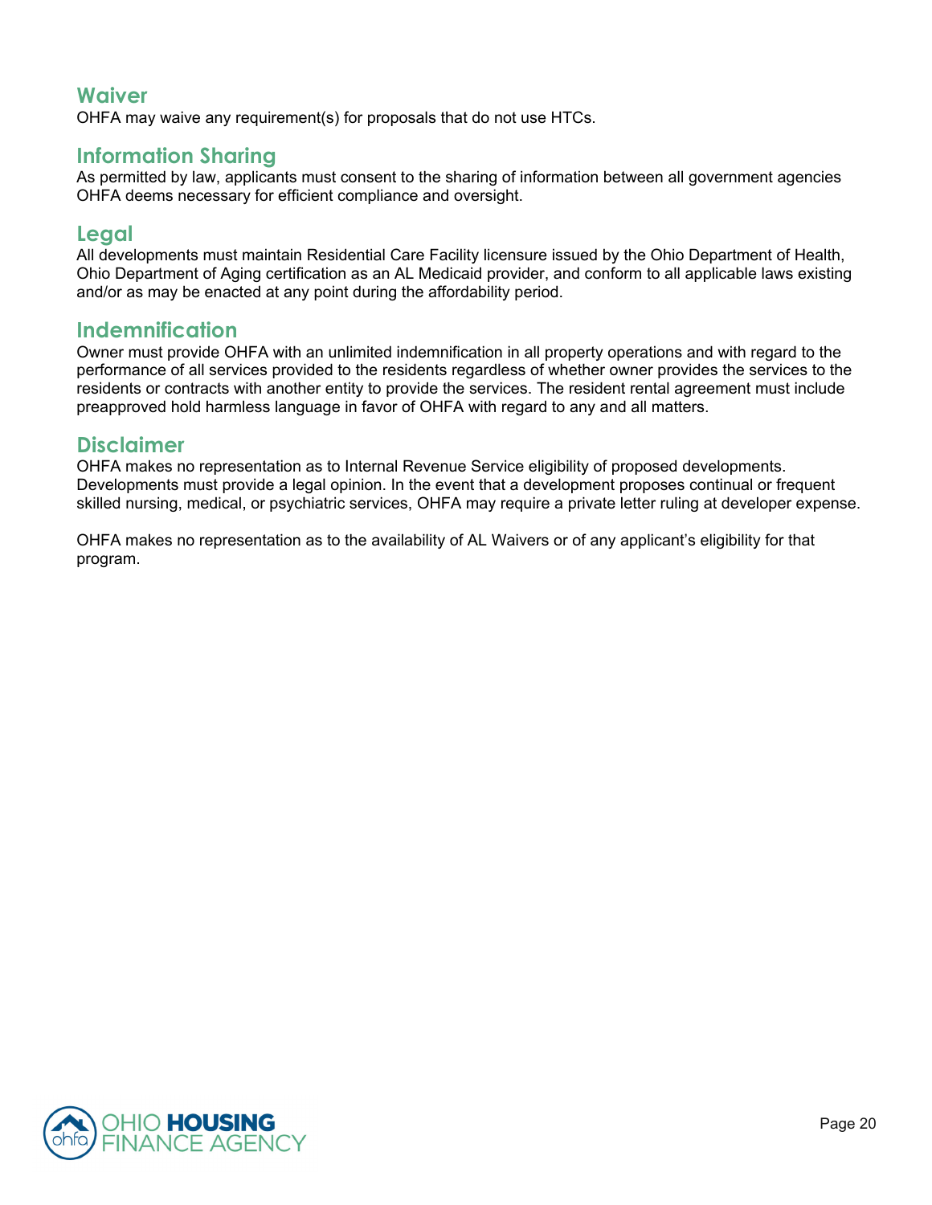## Waiver

OHFA may waive any requirement(s) for proposals that do not use HTCs.

## Information Sharing

As permitted by law, applicants must consent to the sharing of information between all government agencies OHFA deems necessary for efficient compliance and oversight.

## Legal

All developments must maintain Residential Care Facility licensure issued by the Ohio Department of Health, Ohio Department of Aging certification as an AL Medicaid provider, and conform to all applicable laws existing and/or as may be enacted at any point during the affordability period.

## Indemnification

Owner must provide OHFA with an unlimited indemnification in all property operations and with regard to the performance of all services provided to the residents regardless of whether owner provides the services to the residents or contracts with another entity to provide the services. The resident rental agreement must include preapproved hold harmless language in favor of OHFA with regard to any and all matters.

## Disclaimer

OHFA makes no representation as to Internal Revenue Service eligibility of proposed developments. Developments must provide a legal opinion. In the event that a development proposes continual or frequent skilled nursing, medical, or psychiatric services, OHFA may require a private letter ruling at developer expense.

OHFA makes no representation as to the availability of AL Waivers or of any applicant's eligibility for that program.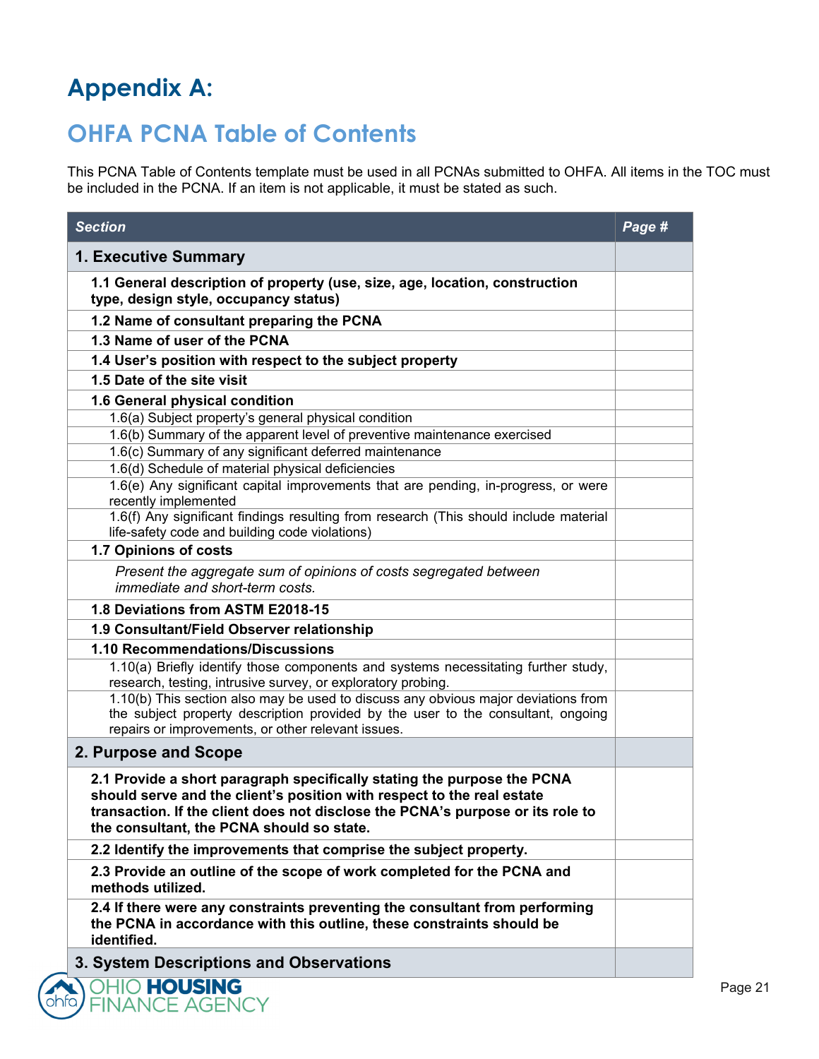# Appendix A:

## OHFA PCNA Table of Contents

This PCNA Table of Contents template must be used in all PCNAs submitted to OHFA. All items in the TOC must be included in the PCNA. If an item is not applicable, it must be stated as such.

| *Section* | *Page #* |
|---|---|
| **1. Executive Summary** | |
| **1.1 General description of property (use, size, age, location, construction type, design style, occupancy status)** | |
| **1.2 Name of consultant preparing the PCNA** | |
| **1.3 Name of user of the PCNA** | |
| **1.4 User's position with respect to the subject property** | |
| **1.5 Date of the site visit** | |
| **1.6 General physical condition** | |
| 1.6(a) Subject property's general physical condition | |
| 1.6(b) Summary of the apparent level of preventive maintenance exercised | |
| 1.6(c) Summary of any significant deferred maintenance | |
| 1.6(d) Schedule of material physical deficiencies | |
| 1.6(e) Any significant capital improvements that are pending, in-progress, or were recently implemented | |
| 1.6(f) Any significant findings resulting from research (This should include material life-safety code and building code violations) | |
| **1.7 Opinions of costs** | |
| *Present the aggregate sum of opinions of costs segregated between immediate and short-term costs.* | |
| **1.8 Deviations from ASTM E2018-15** | |
| **1.9 Consultant/Field Observer relationship** | |
| **1.10 Recommendations/Discussions** | |
| 1.10(a) Briefly identify those components and systems necessitating further study, research, testing, intrusive survey, or exploratory probing. | |
| 1.10(b) This section also may be used to discuss any obvious major deviations from the subject property description provided by the user to the consultant, ongoing repairs or improvements, or other relevant issues. | |
| **2. Purpose and Scope** | |
| **2.1 Provide a short paragraph specifically stating the purpose the PCNA should serve and the client's position with respect to the real estate transaction. If the client does not disclose the PCNA's purpose or its role to the consultant, the PCNA should so state.** | |
| **2.2 Identify the improvements that comprise the subject property.** | |
| **2.3 Provide an outline of the scope of work completed for the PCNA and methods utilized.** | |
| **2.4 If there were any constraints preventing the consultant from performing the PCNA in accordance with this outline, these constraints should be identified.** | |
| **3. System Descriptions and Observations** | |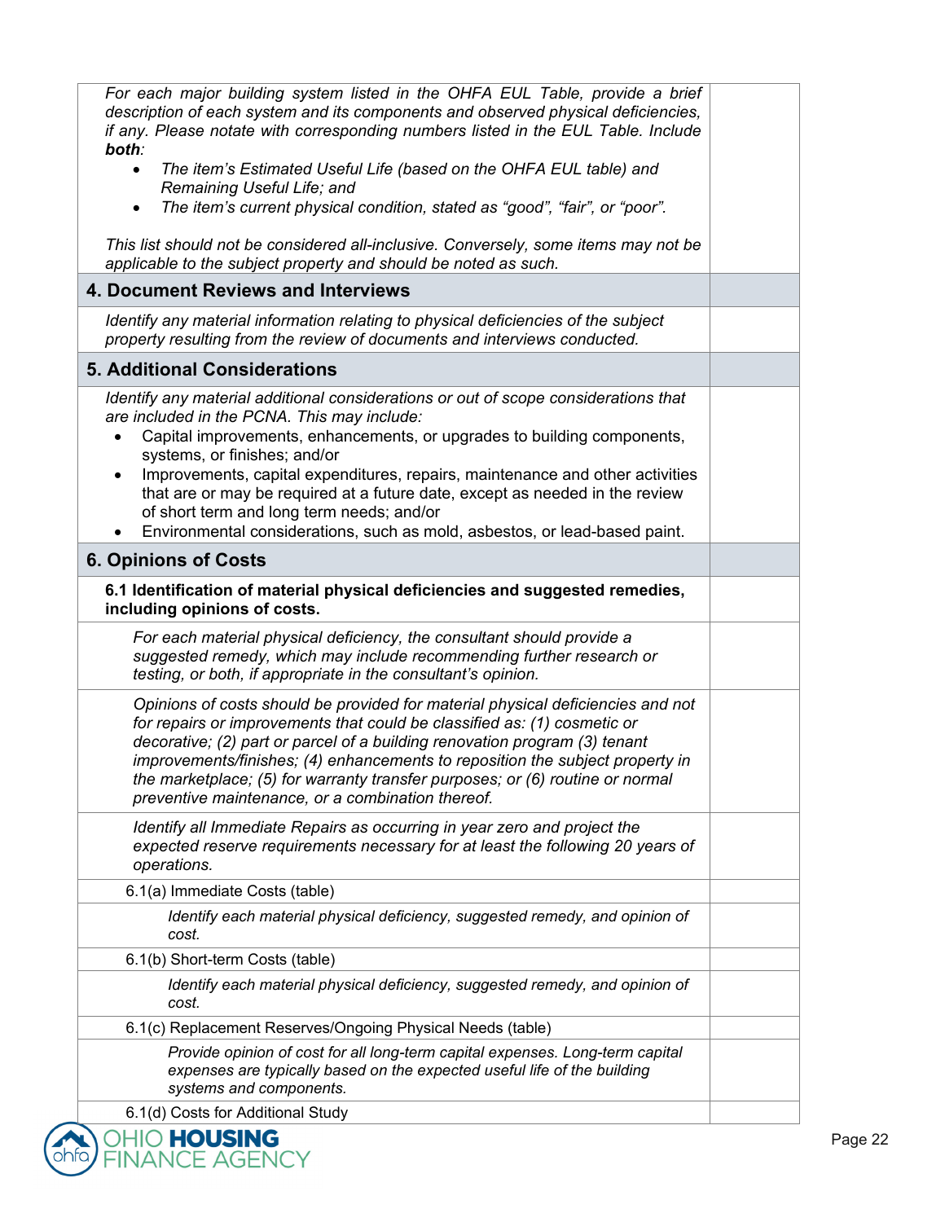| | |
|---|---|
| *For each major building system listed in the OHFA EUL Table, provide a brief description of each system and its components and observed physical deficiencies, if any. Please notate with corresponding numbers listed in the EUL Table. Include **both**:*<br>• *The item's Estimated Useful Life (based on the OHFA EUL table) and Remaining Useful Life; and*<br>• *The item's current physical condition, stated as "good", "fair", or "poor".*<br><br>*This list should not be considered all-inclusive. Conversely, some items may not be applicable to the subject property and should be noted as such.* | |
| **4. Document Reviews and Interviews** | |
| *Identify any material information relating to physical deficiencies of the subject property resulting from the review of documents and interviews conducted.* | |
| **5. Additional Considerations** | |
| *Identify any material additional considerations or out of scope considerations that are included in the PCNA. This may include:*<br>• Capital improvements, enhancements, or upgrades to building components, systems, or finishes; and/or<br>• Improvements, capital expenditures, repairs, maintenance and other activities that are or may be required at a future date, except as needed in the review of short term and long term needs; and/or<br>• Environmental considerations, such as mold, asbestos, or lead-based paint. | |
| **6. Opinions of Costs** | |
| **6.1 Identification of material physical deficiencies and suggested remedies, including opinions of costs.** | |
| *For each material physical deficiency, the consultant should provide a suggested remedy, which may include recommending further research or testing, or both, if appropriate in the consultant's opinion.* | |
| *Opinions of costs should be provided for material physical deficiencies and not for repairs or improvements that could be classified as: (1) cosmetic or decorative; (2) part or parcel of a building renovation program (3) tenant improvements/finishes; (4) enhancements to reposition the subject property in the marketplace; (5) for warranty transfer purposes; or (6) routine or normal preventive maintenance, or a combination thereof.* | |
| *Identify all Immediate Repairs as occurring in year zero and project the expected reserve requirements necessary for at least the following 20 years of operations.* | |
| 6.1(a) Immediate Costs (table) | |
| *Identify each material physical deficiency, suggested remedy, and opinion of cost.* | |
| 6.1(b) Short-term Costs (table) | |
| *Identify each material physical deficiency, suggested remedy, and opinion of cost.* | |
| 6.1(c) Replacement Reserves/Ongoing Physical Needs (table) | |
| *Provide opinion of cost for all long-term capital expenses. Long-term capital expenses are typically based on the expected useful life of the building systems and components.* | |
| 6.1(d) Costs for Additional Study | |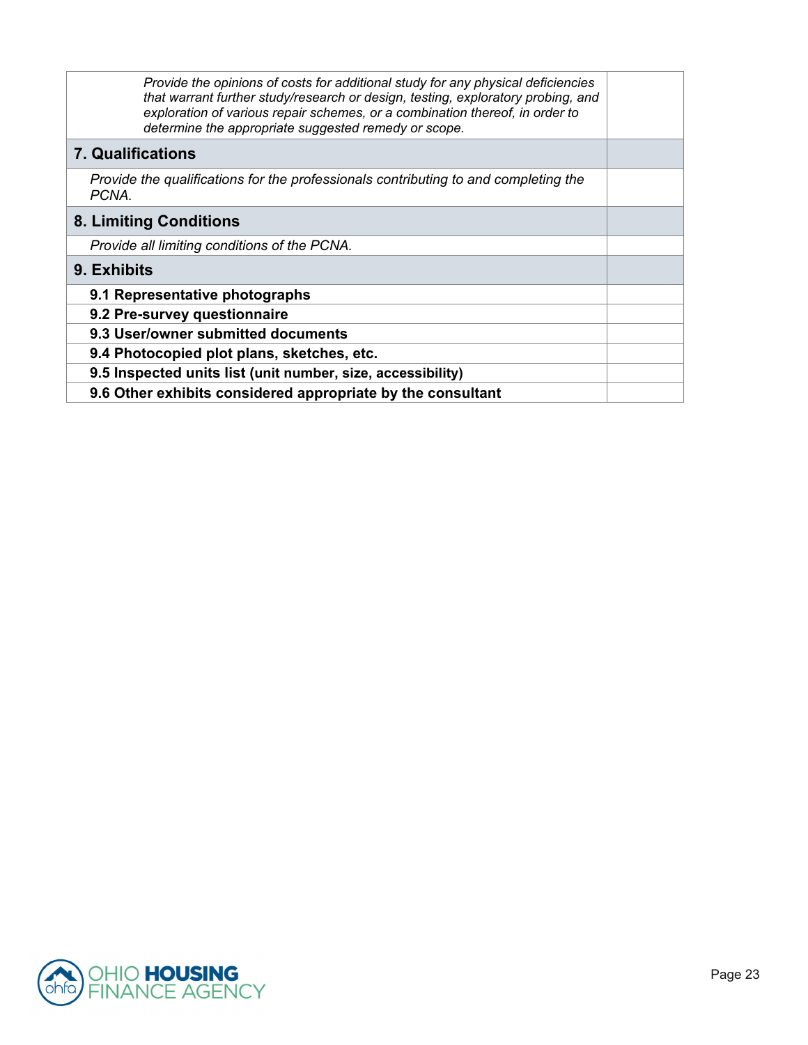| | |
|---|---|
| *Provide the opinions of costs for additional study for any physical deficiencies that warrant further study/research or design, testing, exploratory probing, and exploration of various repair schemes, or a combination thereof, in order to determine the appropriate suggested remedy or scope.* | |
| **7. Qualifications** | |
| *Provide the qualifications for the professionals contributing to and completing the PCNA.* | |
| **8. Limiting Conditions** | |
| *Provide all limiting conditions of the PCNA.* | |
| **9. Exhibits** | |
| **9.1 Representative photographs** | |
| **9.2 Pre-survey questionnaire** | |
| **9.3 User/owner submitted documents** | |
| **9.4 Photocopied plot plans, sketches, etc.** | |
| **9.5 Inspected units list (unit number, size, accessibility)** | |
| **9.6 Other exhibits considered appropriate by the consultant** | |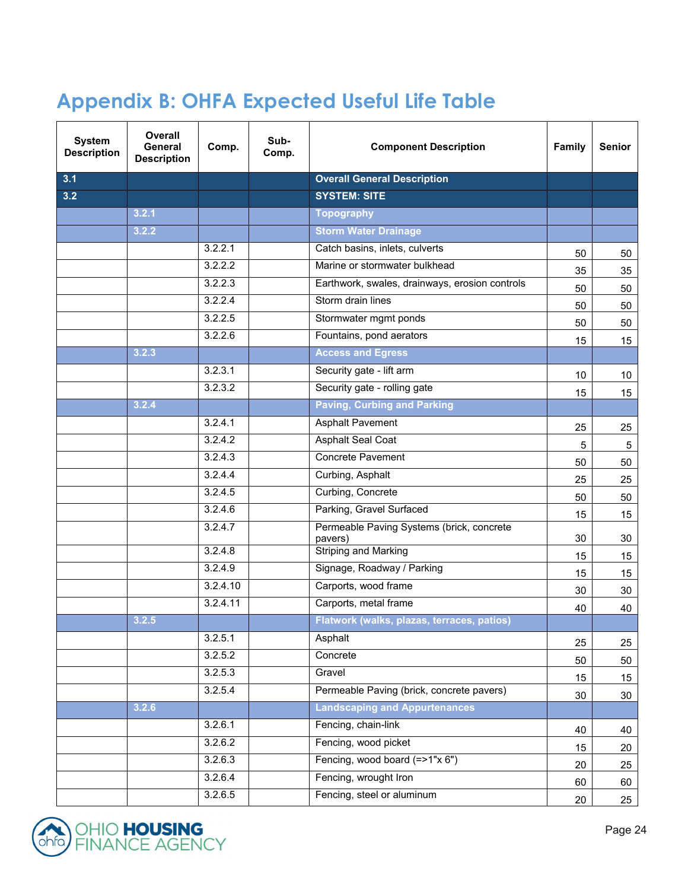# Appendix B: OHFA Expected Useful Life Table

| System Description | Overall General Description | Comp. | Sub-Comp. | Component Description | Family | Senior |
|---|---|---|---|---|---|---|
| 3.1 | | | | Overall General Description | | |
| 3.2 | | | | SYSTEM: SITE | | |
| | 3.2.1 | | | Topography | | |
| | 3.2.2 | | | Storm Water Drainage | | |
| | | 3.2.2.1 | | Catch basins, inlets, culverts | 50 | 50 |
| | | 3.2.2.2 | | Marine or stormwater bulkhead | 35 | 35 |
| | | 3.2.2.3 | | Earthwork, swales, drainways, erosion controls | 50 | 50 |
| | | 3.2.2.4 | | Storm drain lines | 50 | 50 |
| | | 3.2.2.5 | | Stormwater mgmt ponds | 50 | 50 |
| | | 3.2.2.6 | | Fountains, pond aerators | 15 | 15 |
| | 3.2.3 | | | Access and Egress | | |
| | | 3.2.3.1 | | Security gate - lift arm | 10 | 10 |
| | | 3.2.3.2 | | Security gate - rolling gate | 15 | 15 |
| | 3.2.4 | | | Paving, Curbing and Parking | | |
| | | 3.2.4.1 | | Asphalt Pavement | 25 | 25 |
| | | 3.2.4.2 | | Asphalt Seal Coat | 5 | 5 |
| | | 3.2.4.3 | | Concrete Pavement | 50 | 50 |
| | | 3.2.4.4 | | Curbing, Asphalt | 25 | 25 |
| | | 3.2.4.5 | | Curbing, Concrete | 50 | 50 |
| | | 3.2.4.6 | | Parking, Gravel Surfaced | 15 | 15 |
| | | 3.2.4.7 | | Permeable Paving Systems (brick, concrete pavers) | 30 | 30 |
| | | 3.2.4.8 | | Striping and Marking | 15 | 15 |
| | | 3.2.4.9 | | Signage, Roadway / Parking | 15 | 15 |
| | | 3.2.4.10 | | Carports, wood frame | 30 | 30 |
| | | 3.2.4.11 | | Carports, metal frame | 40 | 40 |
| | 3.2.5 | | | Flatwork (walks, plazas, terraces, patios) | | |
| | | 3.2.5.1 | | Asphalt | 25 | 25 |
| | | 3.2.5.2 | | Concrete | 50 | 50 |
| | | 3.2.5.3 | | Gravel | 15 | 15 |
| | | 3.2.5.4 | | Permeable Paving (brick, concrete pavers) | 30 | 30 |
| | 3.2.6 | | | Landscaping and Appurtenances | | |
| | | 3.2.6.1 | | Fencing, chain-link | 40 | 40 |
| | | 3.2.6.2 | | Fencing, wood picket | 15 | 20 |
| | | 3.2.6.3 | | Fencing, wood board (=>1"x 6") | 20 | 25 |
| | | 3.2.6.4 | | Fencing, wrought Iron | 60 | 60 |
| | | 3.2.6.5 | | Fencing, steel or aluminum | 20 | 25 |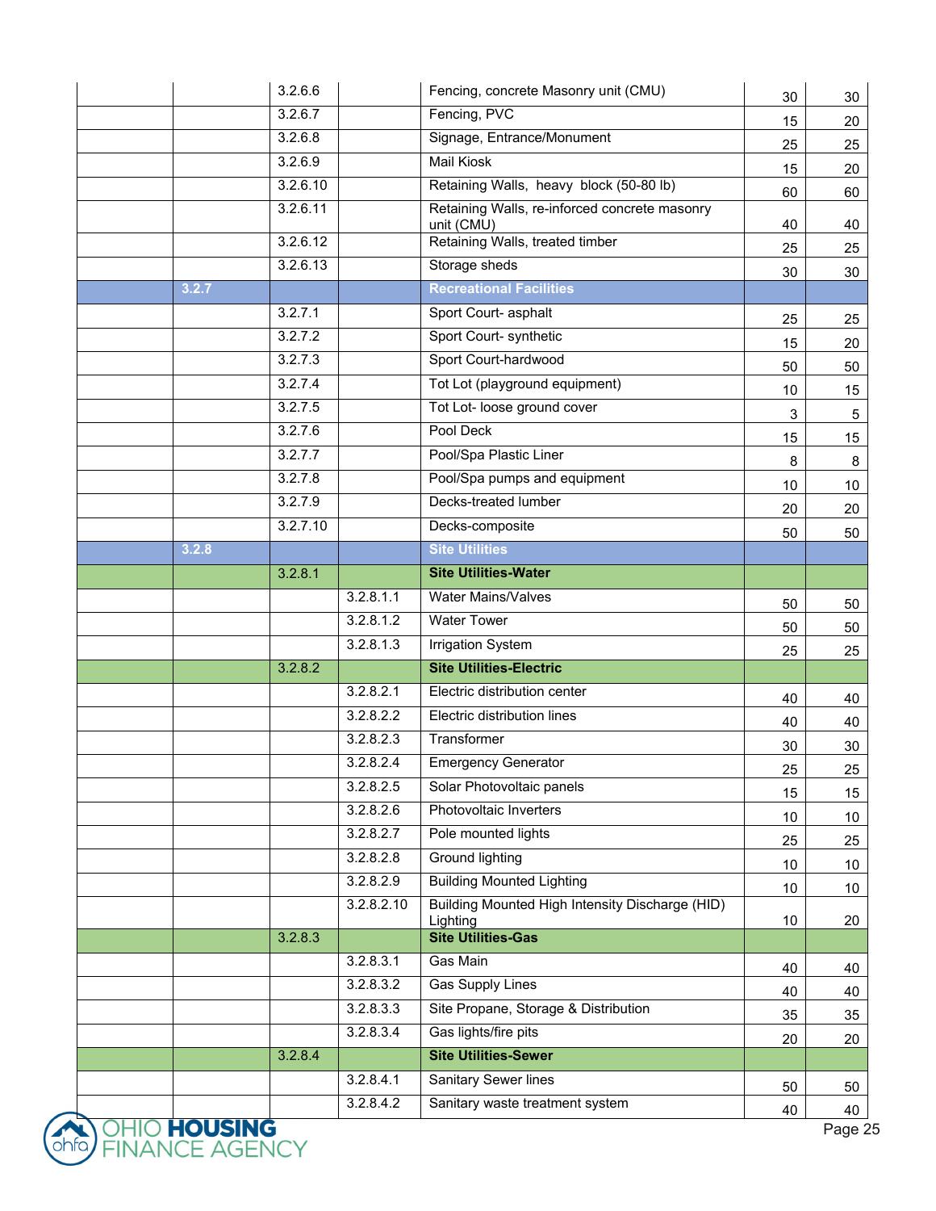| | | | | | | |
|---|---|---|---|---|---|---|
| | | 3.2.6.6 | | Fencing, concrete Masonry unit (CMU) | 30 | 30 |
| | | 3.2.6.7 | | Fencing, PVC | 15 | 20 |
| | | 3.2.6.8 | | Signage, Entrance/Monument | 25 | 25 |
| | | 3.2.6.9 | | Mail Kiosk | 15 | 20 |
| | | 3.2.6.10 | | Retaining Walls, heavy block (50-80 lb) | 60 | 60 |
| | | 3.2.6.11 | | Retaining Walls, re-inforced concrete masonry unit (CMU) | 40 | 40 |
| | | 3.2.6.12 | | Retaining Walls, treated timber | 25 | 25 |
| | | 3.2.6.13 | | Storage sheds | 30 | 30 |
| | **3.2.7** | | | **Recreational Facilities** | | |
| | | 3.2.7.1 | | Sport Court- asphalt | 25 | 25 |
| | | 3.2.7.2 | | Sport Court- synthetic | 15 | 20 |
| | | 3.2.7.3 | | Sport Court-hardwood | 50 | 50 |
| | | 3.2.7.4 | | Tot Lot (playground equipment) | 10 | 15 |
| | | 3.2.7.5 | | Tot Lot- loose ground cover | 3 | 5 |
| | | 3.2.7.6 | | Pool Deck | 15 | 15 |
| | | 3.2.7.7 | | Pool/Spa Plastic Liner | 8 | 8 |
| | | 3.2.7.8 | | Pool/Spa pumps and equipment | 10 | 10 |
| | | 3.2.7.9 | | Decks-treated lumber | 20 | 20 |
| | | 3.2.7.10 | | Decks-composite | 50 | 50 |
| | **3.2.8** | | | **Site Utilities** | | |
| | | 3.2.8.1 | | **Site Utilities-Water** | | |
| | | | 3.2.8.1.1 | Water Mains/Valves | 50 | 50 |
| | | | 3.2.8.1.2 | Water Tower | 50 | 50 |
| | | | 3.2.8.1.3 | Irrigation System | 25 | 25 |
| | | 3.2.8.2 | | **Site Utilities-Electric** | | |
| | | | 3.2.8.2.1 | Electric distribution center | 40 | 40 |
| | | | 3.2.8.2.2 | Electric distribution lines | 40 | 40 |
| | | | 3.2.8.2.3 | Transformer | 30 | 30 |
| | | | 3.2.8.2.4 | Emergency Generator | 25 | 25 |
| | | | 3.2.8.2.5 | Solar Photovoltaic panels | 15 | 15 |
| | | | 3.2.8.2.6 | Photovoltaic Inverters | 10 | 10 |
| | | | 3.2.8.2.7 | Pole mounted lights | 25 | 25 |
| | | | 3.2.8.2.8 | Ground lighting | 10 | 10 |
| | | | 3.2.8.2.9 | Building Mounted Lighting | 10 | 10 |
| | | | 3.2.8.2.10 | Building Mounted High Intensity Discharge (HID) Lighting | 10 | 20 |
| | | 3.2.8.3 | | **Site Utilities-Gas** | | |
| | | | 3.2.8.3.1 | Gas Main | 40 | 40 |
| | | | 3.2.8.3.2 | Gas Supply Lines | 40 | 40 |
| | | | 3.2.8.3.3 | Site Propane, Storage & Distribution | 35 | 35 |
| | | | 3.2.8.3.4 | Gas lights/fire pits | 20 | 20 |
| | | 3.2.8.4 | | **Site Utilities-Sewer** | | |
| | | | 3.2.8.4.1 | Sanitary Sewer lines | 50 | 50 |
| | | | 3.2.8.4.2 | Sanitary waste treatment system | 40 | 40 |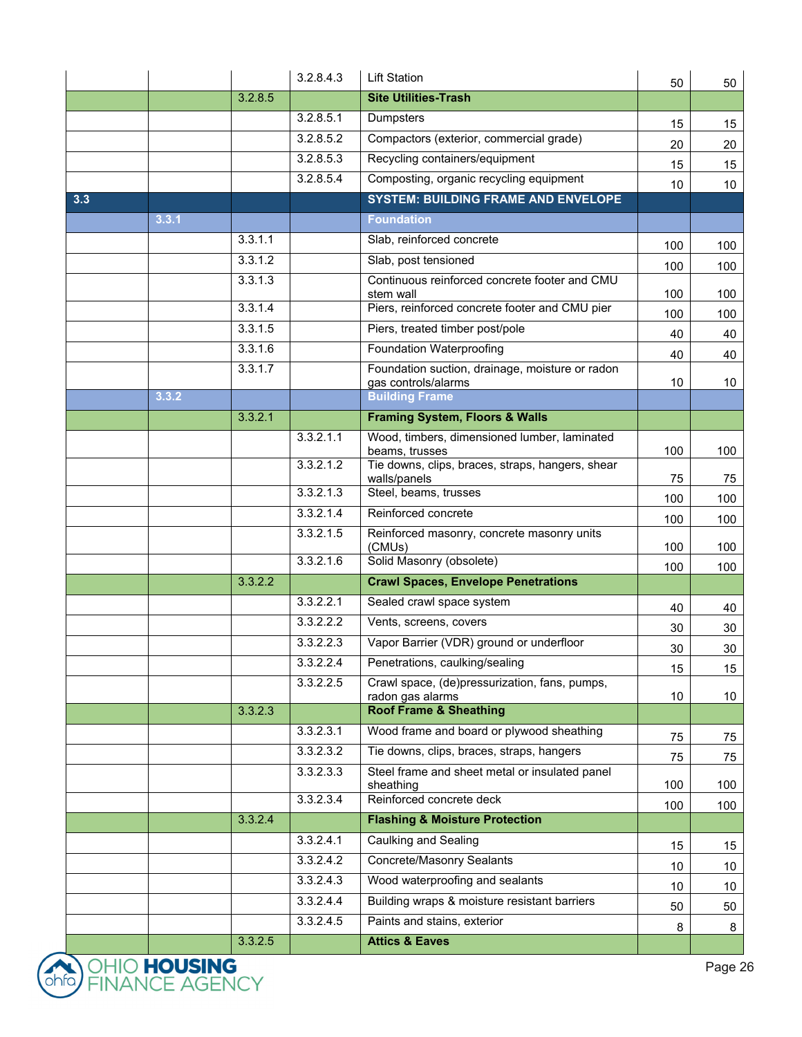| | | | | | | |
|---|---|---|---|---|---|---|
| | | | 3.2.8.4.3 | Lift Station | 50 | 50 |
| | | 3.2.8.5 | | **Site Utilities-Trash** | | |
| | | | 3.2.8.5.1 | Dumpsters | 15 | 15 |
| | | | 3.2.8.5.2 | Compactors (exterior, commercial grade) | 20 | 20 |
| | | | 3.2.8.5.3 | Recycling containers/equipment | 15 | 15 |
| | | | 3.2.8.5.4 | Composting, organic recycling equipment | 10 | 10 |
| **3.3** | | | | **SYSTEM: BUILDING FRAME AND ENVELOPE** | | |
| | **3.3.1** | | | **Foundation** | | |
| | | 3.3.1.1 | | Slab, reinforced concrete | 100 | 100 |
| | | 3.3.1.2 | | Slab, post tensioned | 100 | 100 |
| | | 3.3.1.3 | | Continuous reinforced concrete footer and CMU stem wall | 100 | 100 |
| | | 3.3.1.4 | | Piers, reinforced concrete footer and CMU pier | 100 | 100 |
| | | 3.3.1.5 | | Piers, treated timber post/pole | 40 | 40 |
| | | 3.3.1.6 | | Foundation Waterproofing | 40 | 40 |
| | | 3.3.1.7 | | Foundation suction, drainage, moisture or radon gas controls/alarms | 10 | 10 |
| | **3.3.2** | | | **Building Frame** | | |
| | | 3.3.2.1 | | **Framing System, Floors & Walls** | | |
| | | | 3.3.2.1.1 | Wood, timbers, dimensioned lumber, laminated beams, trusses | 100 | 100 |
| | | | 3.3.2.1.2 | Tie downs, clips, braces, straps, hangers, shear walls/panels | 75 | 75 |
| | | | 3.3.2.1.3 | Steel, beams, trusses | 100 | 100 |
| | | | 3.3.2.1.4 | Reinforced concrete | 100 | 100 |
| | | | 3.3.2.1.5 | Reinforced masonry, concrete masonry units (CMUs) | 100 | 100 |
| | | | 3.3.2.1.6 | Solid Masonry (obsolete) | 100 | 100 |
| | | 3.3.2.2 | | **Crawl Spaces, Envelope Penetrations** | | |
| | | | 3.3.2.2.1 | Sealed crawl space system | 40 | 40 |
| | | | 3.3.2.2.2 | Vents, screens, covers | 30 | 30 |
| | | | 3.3.2.2.3 | Vapor Barrier (VDR) ground or underfloor | 30 | 30 |
| | | | 3.3.2.2.4 | Penetrations, caulking/sealing | 15 | 15 |
| | | | 3.3.2.2.5 | Crawl space, (de)pressurization, fans, pumps, radon gas alarms | 10 | 10 |
| | | 3.3.2.3 | | **Roof Frame & Sheathing** | | |
| | | | 3.3.2.3.1 | Wood frame and board or plywood sheathing | 75 | 75 |
| | | | 3.3.2.3.2 | Tie downs, clips, braces, straps, hangers | 75 | 75 |
| | | | 3.3.2.3.3 | Steel frame and sheet metal or insulated panel sheathing | 100 | 100 |
| | | | 3.3.2.3.4 | Reinforced concrete deck | 100 | 100 |
| | | 3.3.2.4 | | **Flashing & Moisture Protection** | | |
| | | | 3.3.2.4.1 | Caulking and Sealing | 15 | 15 |
| | | | 3.3.2.4.2 | Concrete/Masonry Sealants | 10 | 10 |
| | | | 3.3.2.4.3 | Wood waterproofing and sealants | 10 | 10 |
| | | | 3.3.2.4.4 | Building wraps & moisture resistant barriers | 50 | 50 |
| | | | 3.3.2.4.5 | Paints and stains, exterior | 8 | 8 |
| | | 3.3.2.5 | | **Attics & Eaves** | | |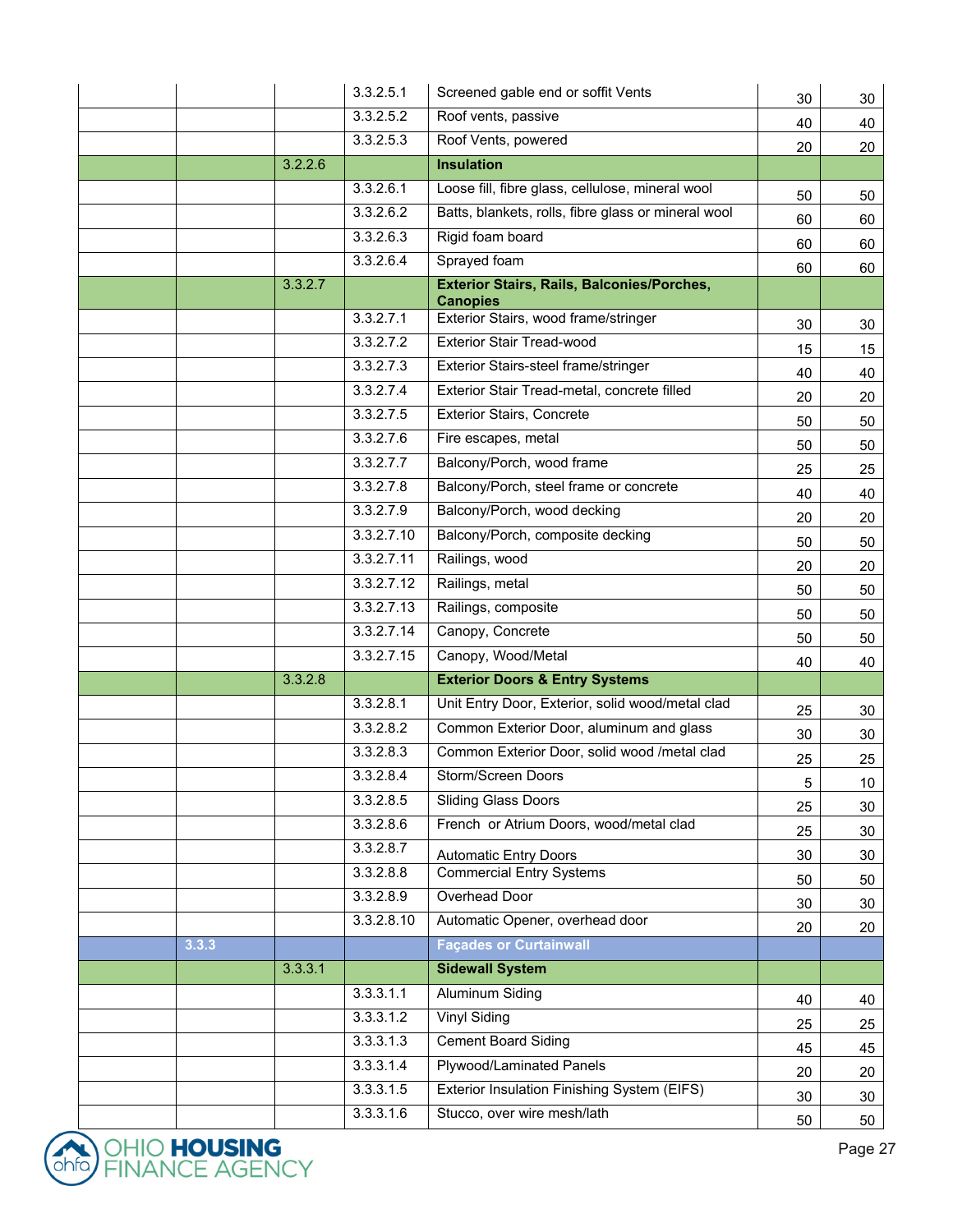| | | | | | | |
|---|---|---|---|---|---|---|
| | | | 3.3.2.5.1 | Screened gable end or soffit Vents | 30 | 30 |
| | | | 3.3.2.5.2 | Roof vents, passive | 40 | 40 |
| | | | 3.3.2.5.3 | Roof Vents, powered | 20 | 20 |
| | | 3.2.2.6 | | **Insulation** | | |
| | | | 3.3.2.6.1 | Loose fill, fibre glass, cellulose, mineral wool | 50 | 50 |
| | | | 3.3.2.6.2 | Batts, blankets, rolls, fibre glass or mineral wool | 60 | 60 |
| | | | 3.3.2.6.3 | Rigid foam board | 60 | 60 |
| | | | 3.3.2.6.4 | Sprayed foam | 60 | 60 |
| | | 3.3.2.7 | | **Exterior Stairs, Rails, Balconies/Porches, Canopies** | | |
| | | | 3.3.2.7.1 | Exterior Stairs, wood frame/stringer | 30 | 30 |
| | | | 3.3.2.7.2 | Exterior Stair Tread-wood | 15 | 15 |
| | | | 3.3.2.7.3 | Exterior Stairs-steel frame/stringer | 40 | 40 |
| | | | 3.3.2.7.4 | Exterior Stair Tread-metal, concrete filled | 20 | 20 |
| | | | 3.3.2.7.5 | Exterior Stairs, Concrete | 50 | 50 |
| | | | 3.3.2.7.6 | Fire escapes, metal | 50 | 50 |
| | | | 3.3.2.7.7 | Balcony/Porch, wood frame | 25 | 25 |
| | | | 3.3.2.7.8 | Balcony/Porch, steel frame or concrete | 40 | 40 |
| | | | 3.3.2.7.9 | Balcony/Porch, wood decking | 20 | 20 |
| | | | 3.3.2.7.10 | Balcony/Porch, composite decking | 50 | 50 |
| | | | 3.3.2.7.11 | Railings, wood | 20 | 20 |
| | | | 3.3.2.7.12 | Railings, metal | 50 | 50 |
| | | | 3.3.2.7.13 | Railings, composite | 50 | 50 |
| | | | 3.3.2.7.14 | Canopy, Concrete | 50 | 50 |
| | | | 3.3.2.7.15 | Canopy, Wood/Metal | 40 | 40 |
| | | 3.3.2.8 | | **Exterior Doors & Entry Systems** | | |
| | | | 3.3.2.8.1 | Unit Entry Door, Exterior, solid wood/metal clad | 25 | 30 |
| | | | 3.3.2.8.2 | Common Exterior Door, aluminum and glass | 30 | 30 |
| | | | 3.3.2.8.3 | Common Exterior Door, solid wood /metal clad | 25 | 25 |
| | | | 3.3.2.8.4 | Storm/Screen Doors | 5 | 10 |
| | | | 3.3.2.8.5 | Sliding Glass Doors | 25 | 30 |
| | | | 3.3.2.8.6 | French or Atrium Doors, wood/metal clad | 25 | 30 |
| | | | 3.3.2.8.7 | Automatic Entry Doors | 30 | 30 |
| | | | 3.3.2.8.8 | Commercial Entry Systems | 50 | 50 |
| | | | 3.3.2.8.9 | Overhead Door | 30 | 30 |
| | | | 3.3.2.8.10 | Automatic Opener, overhead door | 20 | 20 |
| | 3.3.3 | | | **Façades or Curtainwall** | | |
| | | 3.3.3.1 | | **Sidewall System** | | |
| | | | 3.3.3.1.1 | Aluminum Siding | 40 | 40 |
| | | | 3.3.3.1.2 | Vinyl Siding | 25 | 25 |
| | | | 3.3.3.1.3 | Cement Board Siding | 45 | 45 |
| | | | 3.3.3.1.4 | Plywood/Laminated Panels | 20 | 20 |
| | | | 3.3.3.1.5 | Exterior Insulation Finishing System (EIFS) | 30 | 30 |
| | | | 3.3.3.1.6 | Stucco, over wire mesh/lath | 50 | 50 |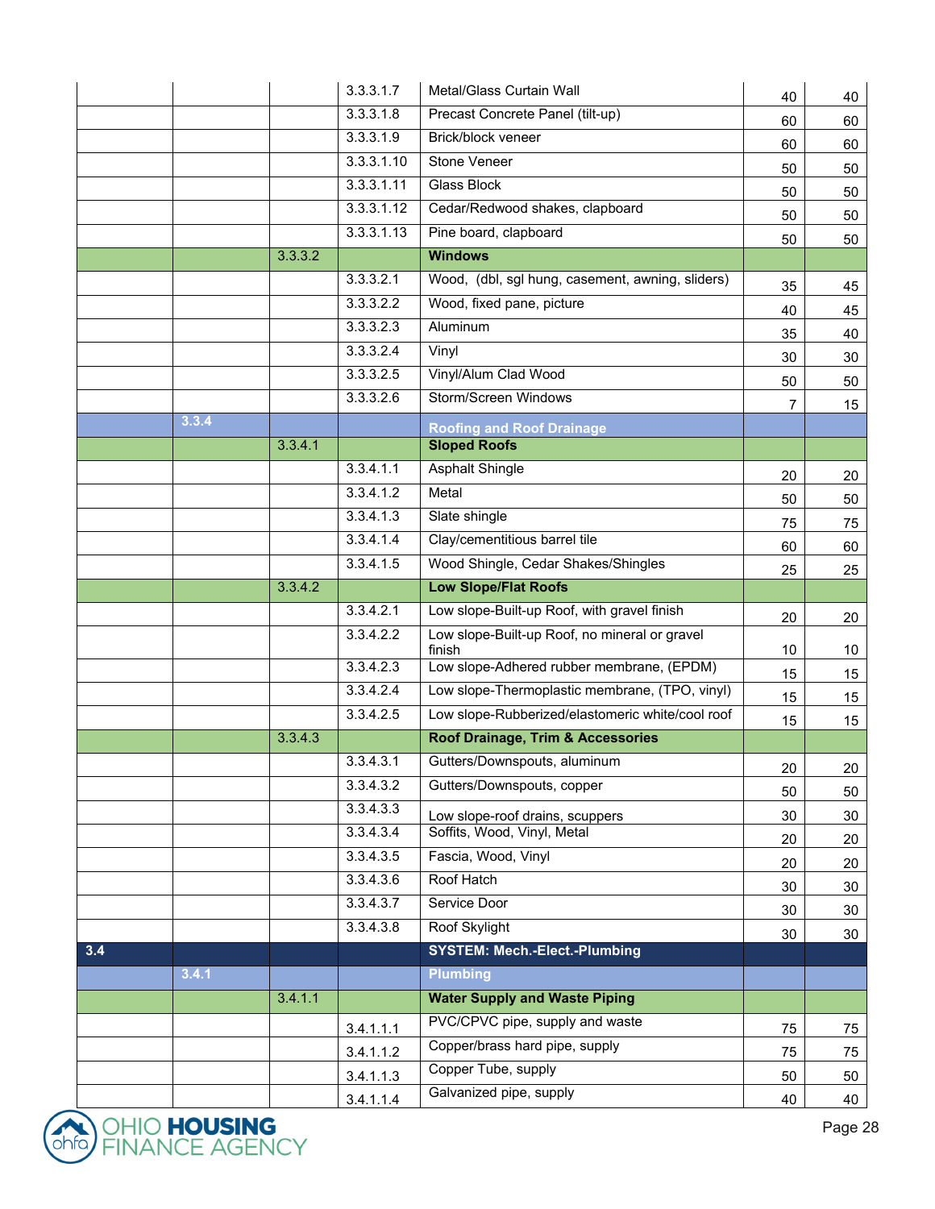| | | | | | | |
|---|---|---|---|---|---|---|
| | | | 3.3.3.1.7 | Metal/Glass Curtain Wall | 40 | 40 |
| | | | 3.3.3.1.8 | Precast Concrete Panel (tilt-up) | 60 | 60 |
| | | | 3.3.3.1.9 | Brick/block veneer | 60 | 60 |
| | | | 3.3.3.1.10 | Stone Veneer | 50 | 50 |
| | | | 3.3.3.1.11 | Glass Block | 50 | 50 |
| | | | 3.3.3.1.12 | Cedar/Redwood shakes, clapboard | 50 | 50 |
| | | | 3.3.3.1.13 | Pine board, clapboard | 50 | 50 |
| | | 3.3.3.2 | | **Windows** | | |
| | | | 3.3.3.2.1 | Wood, (dbl, sgl hung, casement, awning, sliders) | 35 | 45 |
| | | | 3.3.3.2.2 | Wood, fixed pane, picture | 40 | 45 |
| | | | 3.3.3.2.3 | Aluminum | 35 | 40 |
| | | | 3.3.3.2.4 | Vinyl | 30 | 30 |
| | | | 3.3.3.2.5 | Vinyl/Alum Clad Wood | 50 | 50 |
| | | | 3.3.3.2.6 | Storm/Screen Windows | 7 | 15 |
| | 3.3.4 | | | **Roofing and Roof Drainage** | | |
| | | 3.3.4.1 | | **Sloped Roofs** | | |
| | | | 3.3.4.1.1 | Asphalt Shingle | 20 | 20 |
| | | | 3.3.4.1.2 | Metal | 50 | 50 |
| | | | 3.3.4.1.3 | Slate shingle | 75 | 75 |
| | | | 3.3.4.1.4 | Clay/cementitious barrel tile | 60 | 60 |
| | | | 3.3.4.1.5 | Wood Shingle, Cedar Shakes/Shingles | 25 | 25 |
| | | 3.3.4.2 | | **Low Slope/Flat Roofs** | | |
| | | | 3.3.4.2.1 | Low slope-Built-up Roof, with gravel finish | 20 | 20 |
| | | | 3.3.4.2.2 | Low slope-Built-up Roof, no mineral or gravel finish | 10 | 10 |
| | | | 3.3.4.2.3 | Low slope-Adhered rubber membrane, (EPDM) | 15 | 15 |
| | | | 3.3.4.2.4 | Low slope-Thermoplastic membrane, (TPO, vinyl) | 15 | 15 |
| | | | 3.3.4.2.5 | Low slope-Rubberized/elastomeric white/cool roof | 15 | 15 |
| | | 3.3.4.3 | | **Roof Drainage, Trim & Accessories** | | |
| | | | 3.3.4.3.1 | Gutters/Downspouts, aluminum | 20 | 20 |
| | | | 3.3.4.3.2 | Gutters/Downspouts, copper | 50 | 50 |
| | | | 3.3.4.3.3 | Low slope-roof drains, scuppers | 30 | 30 |
| | | | 3.3.4.3.4 | Soffits, Wood, Vinyl, Metal | 20 | 20 |
| | | | 3.3.4.3.5 | Fascia, Wood, Vinyl | 20 | 20 |
| | | | 3.3.4.3.6 | Roof Hatch | 30 | 30 |
| | | | 3.3.4.3.7 | Service Door | 30 | 30 |
| | | | 3.3.4.3.8 | Roof Skylight | 30 | 30 |
| 3.4 | | | | **SYSTEM: Mech.-Elect.-Plumbing** | | |
| | 3.4.1 | | | **Plumbing** | | |
| | | 3.4.1.1 | | **Water Supply and Waste Piping** | | |
| | | | 3.4.1.1.1 | PVC/CPVC pipe, supply and waste | 75 | 75 |
| | | | 3.4.1.1.2 | Copper/brass hard pipe, supply | 75 | 75 |
| | | | 3.4.1.1.3 | Copper Tube, supply | 50 | 50 |
| | | | 3.4.1.1.4 | Galvanized pipe, supply | 40 | 40 |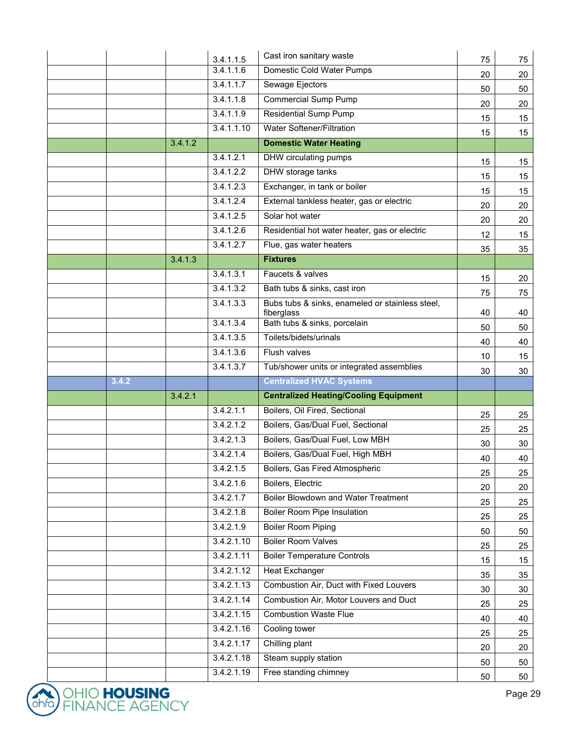| | | | | | | |
|---|---|---|---|---|---|---|
| | | | 3.4.1.1.5 | Cast iron sanitary waste | 75 | 75 |
| | | | 3.4.1.1.6 | Domestic Cold Water Pumps | 20 | 20 |
| | | | 3.4.1.1.7 | Sewage Ejectors | 50 | 50 |
| | | | 3.4.1.1.8 | Commercial Sump Pump | 20 | 20 |
| | | | 3.4.1.1.9 | Residential Sump Pump | 15 | 15 |
| | | | 3.4.1.1.10 | Water Softener/Filtration | 15 | 15 |
| | | 3.4.1.2 | | **Domestic Water Heating** | | |
| | | | 3.4.1.2.1 | DHW circulating pumps | 15 | 15 |
| | | | 3.4.1.2.2 | DHW storage tanks | 15 | 15 |
| | | | 3.4.1.2.3 | Exchanger, in tank or boiler | 15 | 15 |
| | | | 3.4.1.2.4 | External tankless heater, gas or electric | 20 | 20 |
| | | | 3.4.1.2.5 | Solar hot water | 20 | 20 |
| | | | 3.4.1.2.6 | Residential hot water heater, gas or electric | 12 | 15 |
| | | | 3.4.1.2.7 | Flue, gas water heaters | 35 | 35 |
| | | 3.4.1.3 | | **Fixtures** | | |
| | | | 3.4.1.3.1 | Faucets & valves | 15 | 20 |
| | | | 3.4.1.3.2 | Bath tubs & sinks, cast iron | 75 | 75 |
| | | | 3.4.1.3.3 | Bubs tubs & sinks, enameled or stainless steel, fiberglass | 40 | 40 |
| | | | 3.4.1.3.4 | Bath tubs & sinks, porcelain | 50 | 50 |
| | | | 3.4.1.3.5 | Toilets/bidets/urinals | 40 | 40 |
| | | | 3.4.1.3.6 | Flush valves | 10 | 15 |
| | | | 3.4.1.3.7 | Tub/shower units or integrated assemblies | 30 | 30 |
| | 3.4.2 | | | **Centralized HVAC Systems** | | |
| | | 3.4.2.1 | | **Centralized Heating/Cooling Equipment** | | |
| | | | 3.4.2.1.1 | Boilers, Oil Fired, Sectional | 25 | 25 |
| | | | 3.4.2.1.2 | Boilers, Gas/Dual Fuel, Sectional | 25 | 25 |
| | | | 3.4.2.1.3 | Boilers, Gas/Dual Fuel, Low MBH | 30 | 30 |
| | | | 3.4.2.1.4 | Boilers, Gas/Dual Fuel, High MBH | 40 | 40 |
| | | | 3.4.2.1.5 | Boilers, Gas Fired Atmospheric | 25 | 25 |
| | | | 3.4.2.1.6 | Boilers, Electric | 20 | 20 |
| | | | 3.4.2.1.7 | Boiler Blowdown and Water Treatment | 25 | 25 |
| | | | 3.4.2.1.8 | Boiler Room Pipe Insulation | 25 | 25 |
| | | | 3.4.2.1.9 | Boiler Room Piping | 50 | 50 |
| | | | 3.4.2.1.10 | Boiler Room Valves | 25 | 25 |
| | | | 3.4.2.1.11 | Boiler Temperature Controls | 15 | 15 |
| | | | 3.4.2.1.12 | Heat Exchanger | 35 | 35 |
| | | | 3.4.2.1.13 | Combustion Air, Duct with Fixed Louvers | 30 | 30 |
| | | | 3.4.2.1.14 | Combustion Air, Motor Louvers and Duct | 25 | 25 |
| | | | 3.4.2.1.15 | Combustion Waste Flue | 40 | 40 |
| | | | 3.4.2.1.16 | Cooling tower | 25 | 25 |
| | | | 3.4.2.1.17 | Chilling plant | 20 | 20 |
| | | | 3.4.2.1.18 | Steam supply station | 50 | 50 |
| | | | 3.4.2.1.19 | Free standing chimney | 50 | 50 |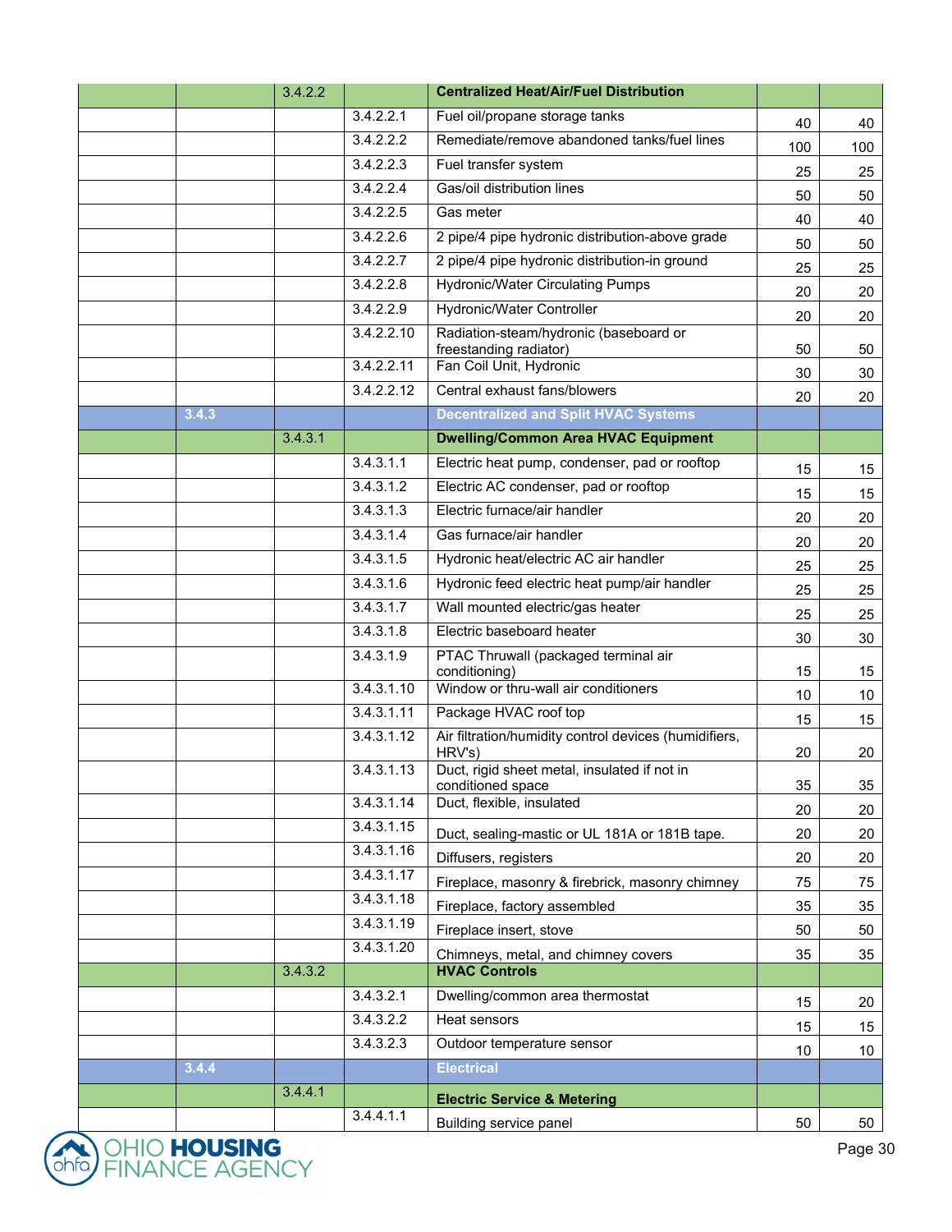|  |  | 3.4.2.2 |  | **Centralized Heat/Air/Fuel Distribution** |  |  |
|---|---|---|---|---|---|---|
|  |  |  | 3.4.2.2.1 | Fuel oil/propane storage tanks | 40 | 40 |
|  |  |  | 3.4.2.2.2 | Remediate/remove abandoned tanks/fuel lines | 100 | 100 |
|  |  |  | 3.4.2.2.3 | Fuel transfer system | 25 | 25 |
|  |  |  | 3.4.2.2.4 | Gas/oil distribution lines | 50 | 50 |
|  |  |  | 3.4.2.2.5 | Gas meter | 40 | 40 |
|  |  |  | 3.4.2.2.6 | 2 pipe/4 pipe hydronic distribution-above grade | 50 | 50 |
|  |  |  | 3.4.2.2.7 | 2 pipe/4 pipe hydronic distribution-in ground | 25 | 25 |
|  |  |  | 3.4.2.2.8 | Hydronic/Water Circulating Pumps | 20 | 20 |
|  |  |  | 3.4.2.2.9 | Hydronic/Water Controller | 20 | 20 |
|  |  |  | 3.4.2.2.10 | Radiation-steam/hydronic (baseboard or freestanding radiator) | 50 | 50 |
|  |  |  | 3.4.2.2.11 | Fan Coil Unit, Hydronic | 30 | 30 |
|  |  |  | 3.4.2.2.12 | Central exhaust fans/blowers | 20 | 20 |
|  | **3.4.3** |  |  | **Decentralized and Split HVAC Systems** |  |  |
|  |  | 3.4.3.1 |  | **Dwelling/Common Area HVAC Equipment** |  |  |
|  |  |  | 3.4.3.1.1 | Electric heat pump, condenser, pad or rooftop | 15 | 15 |
|  |  |  | 3.4.3.1.2 | Electric AC condenser, pad or rooftop | 15 | 15 |
|  |  |  | 3.4.3.1.3 | Electric furnace/air handler | 20 | 20 |
|  |  |  | 3.4.3.1.4 | Gas furnace/air handler | 20 | 20 |
|  |  |  | 3.4.3.1.5 | Hydronic heat/electric AC air handler | 25 | 25 |
|  |  |  | 3.4.3.1.6 | Hydronic feed electric heat pump/air handler | 25 | 25 |
|  |  |  | 3.4.3.1.7 | Wall mounted electric/gas heater | 25 | 25 |
|  |  |  | 3.4.3.1.8 | Electric baseboard heater | 30 | 30 |
|  |  |  | 3.4.3.1.9 | PTAC Thruwall (packaged terminal air conditioning) | 15 | 15 |
|  |  |  | 3.4.3.1.10 | Window or thru-wall air conditioners | 10 | 10 |
|  |  |  | 3.4.3.1.11 | Package HVAC roof top | 15 | 15 |
|  |  |  | 3.4.3.1.12 | Air filtration/humidity control devices (humidifiers, HRV's) | 20 | 20 |
|  |  |  | 3.4.3.1.13 | Duct, rigid sheet metal, insulated if not in conditioned space | 35 | 35 |
|  |  |  | 3.4.3.1.14 | Duct, flexible, insulated | 20 | 20 |
|  |  |  | 3.4.3.1.15 | Duct, sealing-mastic or UL 181A or 181B tape. | 20 | 20 |
|  |  |  | 3.4.3.1.16 | Diffusers, registers | 20 | 20 |
|  |  |  | 3.4.3.1.17 | Fireplace, masonry & firebrick, masonry chimney | 75 | 75 |
|  |  |  | 3.4.3.1.18 | Fireplace, factory assembled | 35 | 35 |
|  |  |  | 3.4.3.1.19 | Fireplace insert, stove | 50 | 50 |
|  |  |  | 3.4.3.1.20 | Chimneys, metal, and chimney covers | 35 | 35 |
|  |  | 3.4.3.2 |  | **HVAC Controls** |  |  |
|  |  |  | 3.4.3.2.1 | Dwelling/common area thermostat | 15 | 20 |
|  |  |  | 3.4.3.2.2 | Heat sensors | 15 | 15 |
|  |  |  | 3.4.3.2.3 | Outdoor temperature sensor | 10 | 10 |
|  | **3.4.4** |  |  | **Electrical** |  |  |
|  |  | 3.4.4.1 |  | **Electric Service & Metering** |  |  |
|  |  |  | 3.4.4.1.1 | Building service panel | 50 | 50 |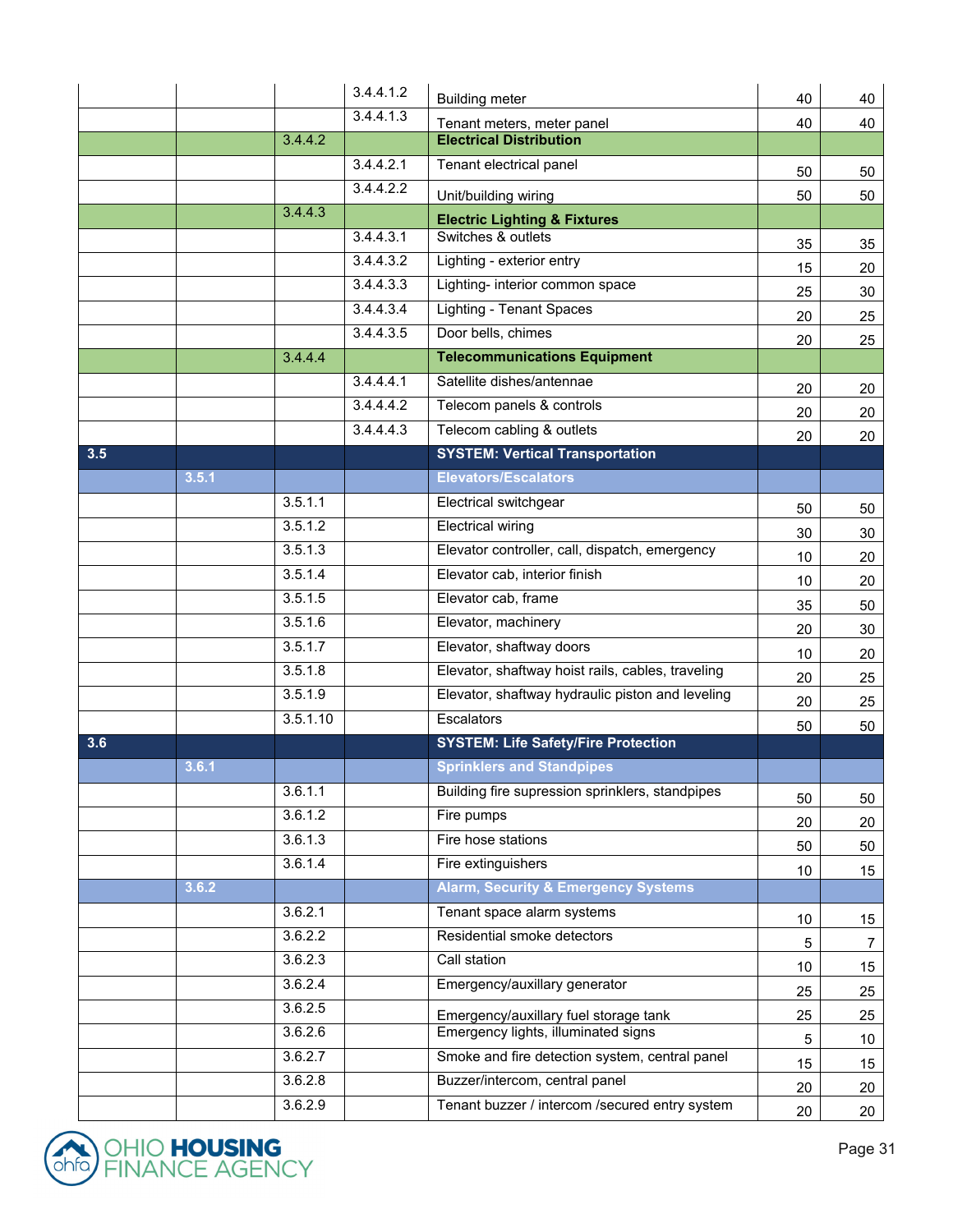| | | | | | | |
|---|---|---|---|---|---|---|
| | | | 3.4.4.1.2 | Building meter | 40 | 40 |
| | | | 3.4.4.1.3 | Tenant meters, meter panel | 40 | 40 |
| | | 3.4.4.2 | | **Electrical Distribution** | | |
| | | | 3.4.4.2.1 | Tenant electrical panel | 50 | 50 |
| | | | 3.4.4.2.2 | Unit/building wiring | 50 | 50 |
| | | 3.4.4.3 | | **Electric Lighting & Fixtures** | | |
| | | | 3.4.4.3.1 | Switches & outlets | 35 | 35 |
| | | | 3.4.4.3.2 | Lighting - exterior entry | 15 | 20 |
| | | | 3.4.4.3.3 | Lighting- interior common space | 25 | 30 |
| | | | 3.4.4.3.4 | Lighting - Tenant Spaces | 20 | 25 |
| | | | 3.4.4.3.5 | Door bells, chimes | 20 | 25 |
| | | 3.4.4.4 | | **Telecommunications Equipment** | | |
| | | | 3.4.4.4.1 | Satellite dishes/antennae | 20 | 20 |
| | | | 3.4.4.4.2 | Telecom panels & controls | 20 | 20 |
| | | | 3.4.4.4.3 | Telecom cabling & outlets | 20 | 20 |
| **3.5** | | | | **SYSTEM: Vertical Transportation** | | |
| | **3.5.1** | | | **Elevators/Escalators** | | |
| | | 3.5.1.1 | | Electrical switchgear | 50 | 50 |
| | | 3.5.1.2 | | Electrical wiring | 30 | 30 |
| | | 3.5.1.3 | | Elevator controller, call, dispatch, emergency | 10 | 20 |
| | | 3.5.1.4 | | Elevator cab, interior finish | 10 | 20 |
| | | 3.5.1.5 | | Elevator cab, frame | 35 | 50 |
| | | 3.5.1.6 | | Elevator, machinery | 20 | 30 |
| | | 3.5.1.7 | | Elevator, shaftway doors | 10 | 20 |
| | | 3.5.1.8 | | Elevator, shaftway hoist rails, cables, traveling | 20 | 25 |
| | | 3.5.1.9 | | Elevator, shaftway hydraulic piston and leveling | 20 | 25 |
| | | 3.5.1.10 | | Escalators | 50 | 50 |
| **3.6** | | | | **SYSTEM: Life Safety/Fire Protection** | | |
| | **3.6.1** | | | **Sprinklers and Standpipes** | | |
| | | 3.6.1.1 | | Building fire supression sprinklers, standpipes | 50 | 50 |
| | | 3.6.1.2 | | Fire pumps | 20 | 20 |
| | | 3.6.1.3 | | Fire hose stations | 50 | 50 |
| | | 3.6.1.4 | | Fire extinguishers | 10 | 15 |
| | **3.6.2** | | | **Alarm, Security & Emergency Systems** | | |
| | | 3.6.2.1 | | Tenant space alarm systems | 10 | 15 |
| | | 3.6.2.2 | | Residential smoke detectors | 5 | 7 |
| | | 3.6.2.3 | | Call station | 10 | 15 |
| | | 3.6.2.4 | | Emergency/auxillary generator | 25 | 25 |
| | | 3.6.2.5 | | Emergency/auxillary fuel storage tank | 25 | 25 |
| | | 3.6.2.6 | | Emergency lights, illuminated signs | 5 | 10 |
| | | 3.6.2.7 | | Smoke and fire detection system, central panel | 15 | 15 |
| | | 3.6.2.8 | | Buzzer/intercom, central panel | 20 | 20 |
| | | 3.6.2.9 | | Tenant buzzer / intercom /secured entry system | 20 | 20 |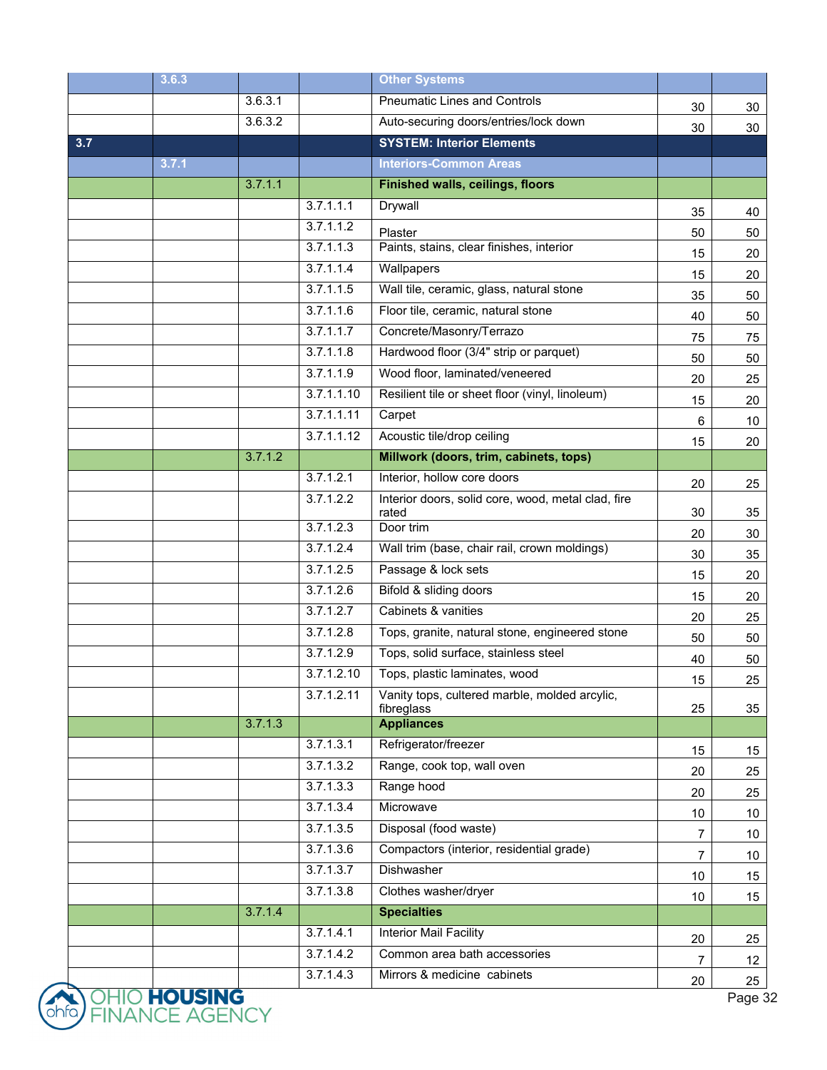| | | | | | | |
|---|---|---|---|---|---|---|
| | 3.6.3 | | | **Other Systems** | | |
| | | 3.6.3.1 | | Pneumatic Lines and Controls | 30 | 30 |
| | | 3.6.3.2 | | Auto-securing doors/entries/lock down | 30 | 30 |
| 3.7 | | | | **SYSTEM: Interior Elements** | | |
| | 3.7.1 | | | **Interiors-Common Areas** | | |
| | | 3.7.1.1 | | **Finished walls, ceilings, floors** | | |
| | | | 3.7.1.1.1 | Drywall | 35 | 40 |
| | | | 3.7.1.1.2 | Plaster | 50 | 50 |
| | | | 3.7.1.1.3 | Paints, stains, clear finishes, interior | 15 | 20 |
| | | | 3.7.1.1.4 | Wallpapers | 15 | 20 |
| | | | 3.7.1.1.5 | Wall tile, ceramic, glass, natural stone | 35 | 50 |
| | | | 3.7.1.1.6 | Floor tile, ceramic, natural stone | 40 | 50 |
| | | | 3.7.1.1.7 | Concrete/Masonry/Terrazo | 75 | 75 |
| | | | 3.7.1.1.8 | Hardwood floor (3/4" strip or parquet) | 50 | 50 |
| | | | 3.7.1.1.9 | Wood floor, laminated/veneered | 20 | 25 |
| | | | 3.7.1.1.10 | Resilient tile or sheet floor (vinyl, linoleum) | 15 | 20 |
| | | | 3.7.1.1.11 | Carpet | 6 | 10 |
| | | | 3.7.1.1.12 | Acoustic tile/drop ceiling | 15 | 20 |
| | | 3.7.1.2 | | **Millwork (doors, trim, cabinets, tops)** | | |
| | | | 3.7.1.2.1 | Interior, hollow core doors | 20 | 25 |
| | | | 3.7.1.2.2 | Interior doors, solid core, wood, metal clad, fire rated | 30 | 35 |
| | | | 3.7.1.2.3 | Door trim | 20 | 30 |
| | | | 3.7.1.2.4 | Wall trim (base, chair rail, crown moldings) | 30 | 35 |
| | | | 3.7.1.2.5 | Passage & lock sets | 15 | 20 |
| | | | 3.7.1.2.6 | Bifold & sliding doors | 15 | 20 |
| | | | 3.7.1.2.7 | Cabinets & vanities | 20 | 25 |
| | | | 3.7.1.2.8 | Tops, granite, natural stone, engineered stone | 50 | 50 |
| | | | 3.7.1.2.9 | Tops, solid surface, stainless steel | 40 | 50 |
| | | | 3.7.1.2.10 | Tops, plastic laminates, wood | 15 | 25 |
| | | | 3.7.1.2.11 | Vanity tops, cultered marble, molded arcylic, fibreglass | 25 | 35 |
| | | 3.7.1.3 | | **Appliances** | | |
| | | | 3.7.1.3.1 | Refrigerator/freezer | 15 | 15 |
| | | | 3.7.1.3.2 | Range, cook top, wall oven | 20 | 25 |
| | | | 3.7.1.3.3 | Range hood | 20 | 25 |
| | | | 3.7.1.3.4 | Microwave | 10 | 10 |
| | | | 3.7.1.3.5 | Disposal (food waste) | 7 | 10 |
| | | | 3.7.1.3.6 | Compactors (interior, residential grade) | 7 | 10 |
| | | | 3.7.1.3.7 | Dishwasher | 10 | 15 |
| | | | 3.7.1.3.8 | Clothes washer/dryer | 10 | 15 |
| | | 3.7.1.4 | | **Specialties** | | |
| | | | 3.7.1.4.1 | Interior Mail Facility | 20 | 25 |
| | | | 3.7.1.4.2 | Common area bath accessories | 7 | 12 |
| | | | 3.7.1.4.3 | Mirrors & medicine cabinets | 20 | 25 |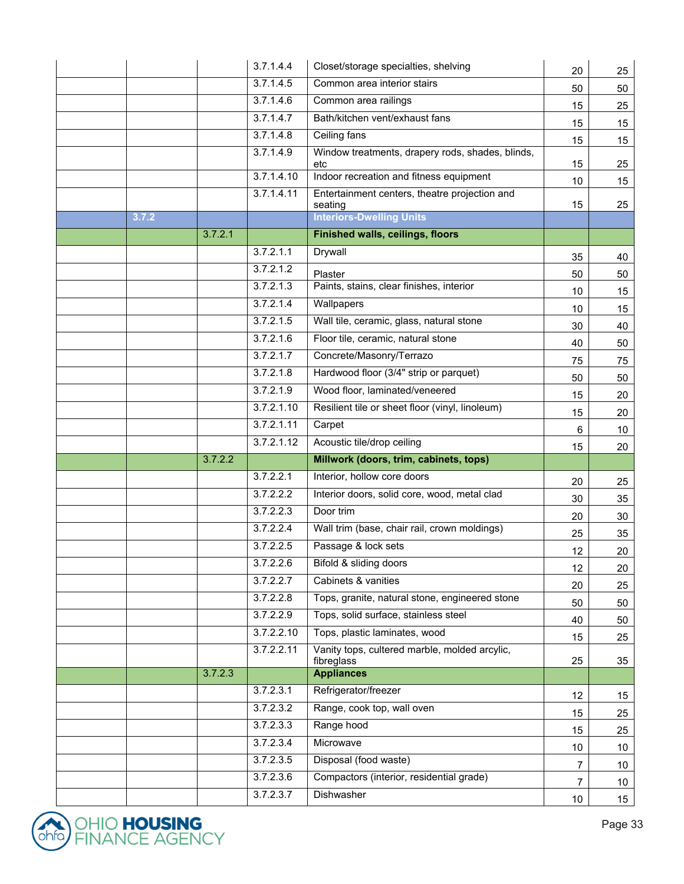| | | | | | |
|---|---|---|---|---|---|
| | | 3.7.1.4.4 | Closet/storage specialties, shelving | 20 | 25 |
| | | 3.7.1.4.5 | Common area interior stairs | 50 | 50 |
| | | 3.7.1.4.6 | Common area railings | 15 | 25 |
| | | 3.7.1.4.7 | Bath/kitchen vent/exhaust fans | 15 | 15 |
| | | 3.7.1.4.8 | Ceiling fans | 15 | 15 |
| | | 3.7.1.4.9 | Window treatments, drapery rods, shades, blinds, etc | 15 | 25 |
| | | 3.7.1.4.10 | Indoor recreation and fitness equipment | 10 | 15 |
| | | 3.7.1.4.11 | Entertainment centers, theatre projection and seating | 15 | 25 |
| | **3.7.2** | | | **Interiors-Dwelling Units** | | |
| | | **3.7.2.1** | | **Finished walls, ceilings, floors** | | |
| | | | 3.7.2.1.1 | Drywall | 35 | 40 |
| | | | 3.7.2.1.2 | Plaster | 50 | 50 |
| | | | 3.7.2.1.3 | Paints, stains, clear finishes, interior | 10 | 15 |
| | | | 3.7.2.1.4 | Wallpapers | 10 | 15 |
| | | | 3.7.2.1.5 | Wall tile, ceramic, glass, natural stone | 30 | 40 |
| | | | 3.7.2.1.6 | Floor tile, ceramic, natural stone | 40 | 50 |
| | | | 3.7.2.1.7 | Concrete/Masonry/Terrazo | 75 | 75 |
| | | | 3.7.2.1.8 | Hardwood floor (3/4" strip or parquet) | 50 | 50 |
| | | | 3.7.2.1.9 | Wood floor, laminated/veneered | 15 | 20 |
| | | | 3.7.2.1.10 | Resilient tile or sheet floor (vinyl, linoleum) | 15 | 20 |
| | | | 3.7.2.1.11 | Carpet | 6 | 10 |
| | | | 3.7.2.1.12 | Acoustic tile/drop ceiling | 15 | 20 |
| | | **3.7.2.2** | | **Millwork (doors, trim, cabinets, tops)** | | |
| | | | 3.7.2.2.1 | Interior, hollow core doors | 20 | 25 |
| | | | 3.7.2.2.2 | Interior doors, solid core, wood, metal clad | 30 | 35 |
| | | | 3.7.2.2.3 | Door trim | 20 | 30 |
| | | | 3.7.2.2.4 | Wall trim (base, chair rail, crown moldings) | 25 | 35 |
| | | | 3.7.2.2.5 | Passage & lock sets | 12 | 20 |
| | | | 3.7.2.2.6 | Bifold & sliding doors | 12 | 20 |
| | | | 3.7.2.2.7 | Cabinets & vanities | 20 | 25 |
| | | | 3.7.2.2.8 | Tops, granite, natural stone, engineered stone | 50 | 50 |
| | | | 3.7.2.2.9 | Tops, solid surface, stainless steel | 40 | 50 |
| | | | 3.7.2.2.10 | Tops, plastic laminates, wood | 15 | 25 |
| | | | 3.7.2.2.11 | Vanity tops, cultered marble, molded acrylic, fibreglass | 25 | 35 |
| | | **3.7.2.3** | | **Appliances** | | |
| | | | 3.7.2.3.1 | Refrigerator/freezer | 12 | 15 |
| | | | 3.7.2.3.2 | Range, cook top, wall oven | 15 | 25 |
| | | | 3.7.2.3.3 | Range hood | 15 | 25 |
| | | | 3.7.2.3.4 | Microwave | 10 | 10 |
| | | | 3.7.2.3.5 | Disposal (food waste) | 7 | 10 |
| | | | 3.7.2.3.6 | Compactors (interior, residential grade) | 7 | 10 |
| | | | 3.7.2.3.7 | Dishwasher | 10 | 15 |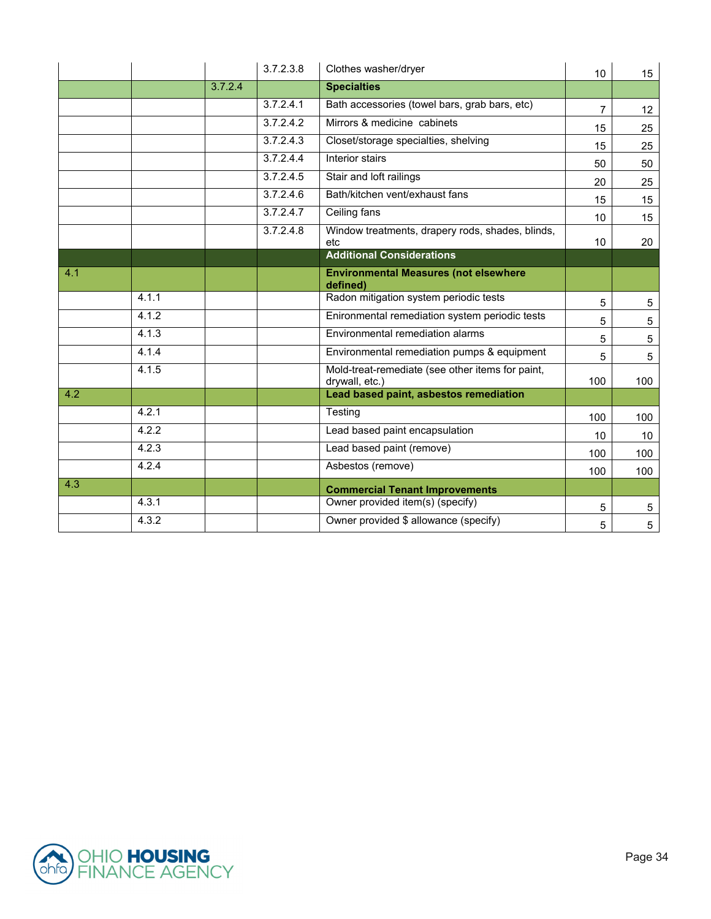| | | | | | | |
|---|---|---|---|---|---|---|
| | | | 3.7.2.3.8 | Clothes washer/dryer | 10 | 15 |
| | | 3.7.2.4 | | **Specialties** | | |
| | | | 3.7.2.4.1 | Bath accessories (towel bars, grab bars, etc) | 7 | 12 |
| | | | 3.7.2.4.2 | Mirrors & medicine cabinets | 15 | 25 |
| | | | 3.7.2.4.3 | Closet/storage specialties, shelving | 15 | 25 |
| | | | 3.7.2.4.4 | Interior stairs | 50 | 50 |
| | | | 3.7.2.4.5 | Stair and loft railings | 20 | 25 |
| | | | 3.7.2.4.6 | Bath/kitchen vent/exhaust fans | 15 | 15 |
| | | | 3.7.2.4.7 | Ceiling fans | 10 | 15 |
| | | | 3.7.2.4.8 | Window treatments, drapery rods, shades, blinds, etc | 10 | 20 |
| | | | | **Additional Considerations** | | |
| 4.1 | | | | **Environmental Measures (not elsewhere defined)** | | |
| | 4.1.1 | | | Radon mitigation system periodic tests | 5 | 5 |
| | 4.1.2 | | | Enironmental remediation system periodic tests | 5 | 5 |
| | 4.1.3 | | | Environmental remediation alarms | 5 | 5 |
| | 4.1.4 | | | Environmental remediation pumps & equipment | 5 | 5 |
| | 4.1.5 | | | Mold-treat-remediate (see other items for paint, drywall, etc.) | 100 | 100 |
| 4.2 | | | | **Lead based paint, asbestos remediation** | | |
| | 4.2.1 | | | Testing | 100 | 100 |
| | 4.2.2 | | | Lead based paint encapsulation | 10 | 10 |
| | 4.2.3 | | | Lead based paint (remove) | 100 | 100 |
| | 4.2.4 | | | Asbestos (remove) | 100 | 100 |
| 4.3 | | | | **Commercial Tenant Improvements** | | |
| | 4.3.1 | | | Owner provided item(s) (specify) | 5 | 5 |
| | 4.3.2 | | | Owner provided $ allowance (specify) | 5 | 5 |